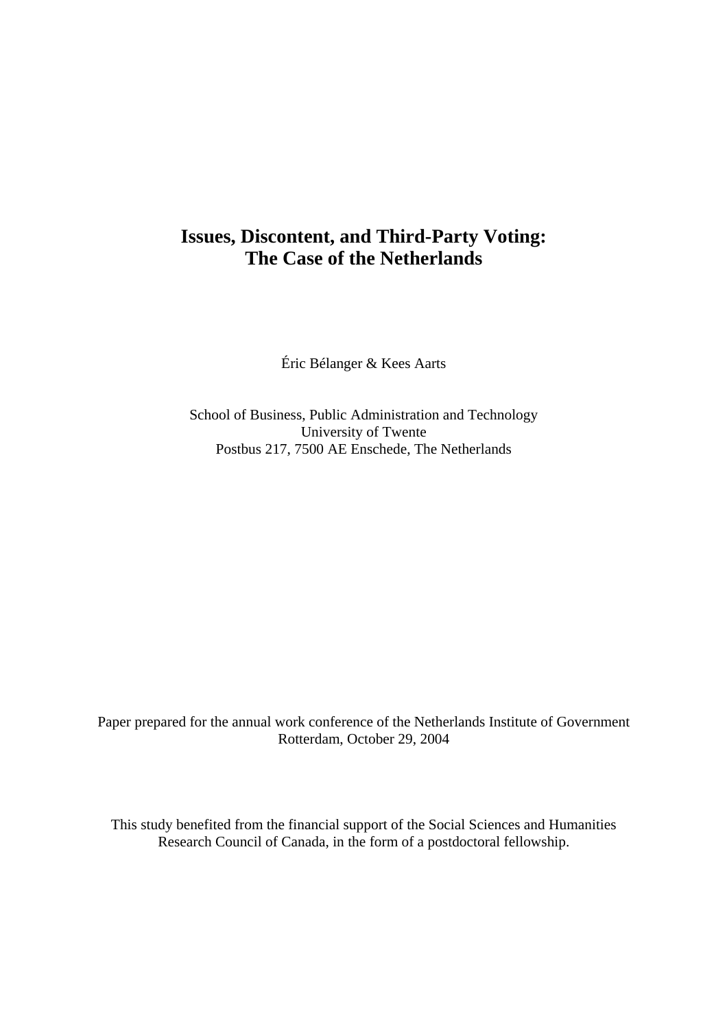# Issues, Discontent, and Third-Party Voting: The Case of the Netherlands

Éric Bélanger & Kees Aarts

School of Business, Public Administration and Technology
University of Twente
Postbus 217, 7500 AE Enschede, The Netherlands

Paper prepared for the annual work conference of the Netherlands Institute of Government
Rotterdam, October 29, 2004

This study benefited from the financial support of the Social Sciences and Humanities Research Council of Canada, in the form of a postdoctoral fellowship.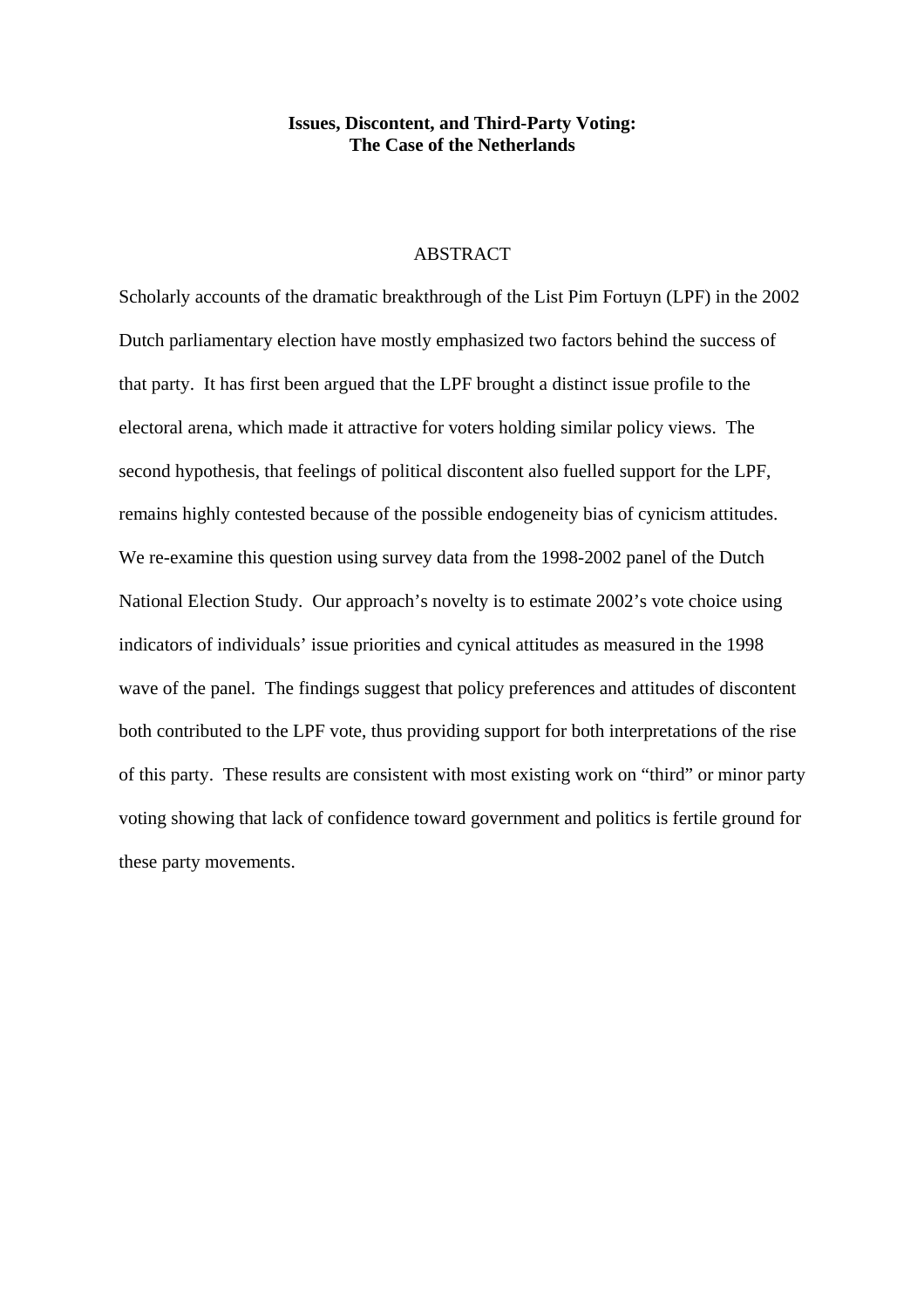**Issues, Discontent, and Third-Party Voting:**
**The Case of the Netherlands**

ABSTRACT

Scholarly accounts of the dramatic breakthrough of the List Pim Fortuyn (LPF) in the 2002 Dutch parliamentary election have mostly emphasized two factors behind the success of that party. It has first been argued that the LPF brought a distinct issue profile to the electoral arena, which made it attractive for voters holding similar policy views. The second hypothesis, that feelings of political discontent also fuelled support for the LPF, remains highly contested because of the possible endogeneity bias of cynicism attitudes. We re-examine this question using survey data from the 1998-2002 panel of the Dutch National Election Study. Our approach's novelty is to estimate 2002's vote choice using indicators of individuals' issue priorities and cynical attitudes as measured in the 1998 wave of the panel. The findings suggest that policy preferences and attitudes of discontent both contributed to the LPF vote, thus providing support for both interpretations of the rise of this party. These results are consistent with most existing work on "third" or minor party voting showing that lack of confidence toward government and politics is fertile ground for these party movements.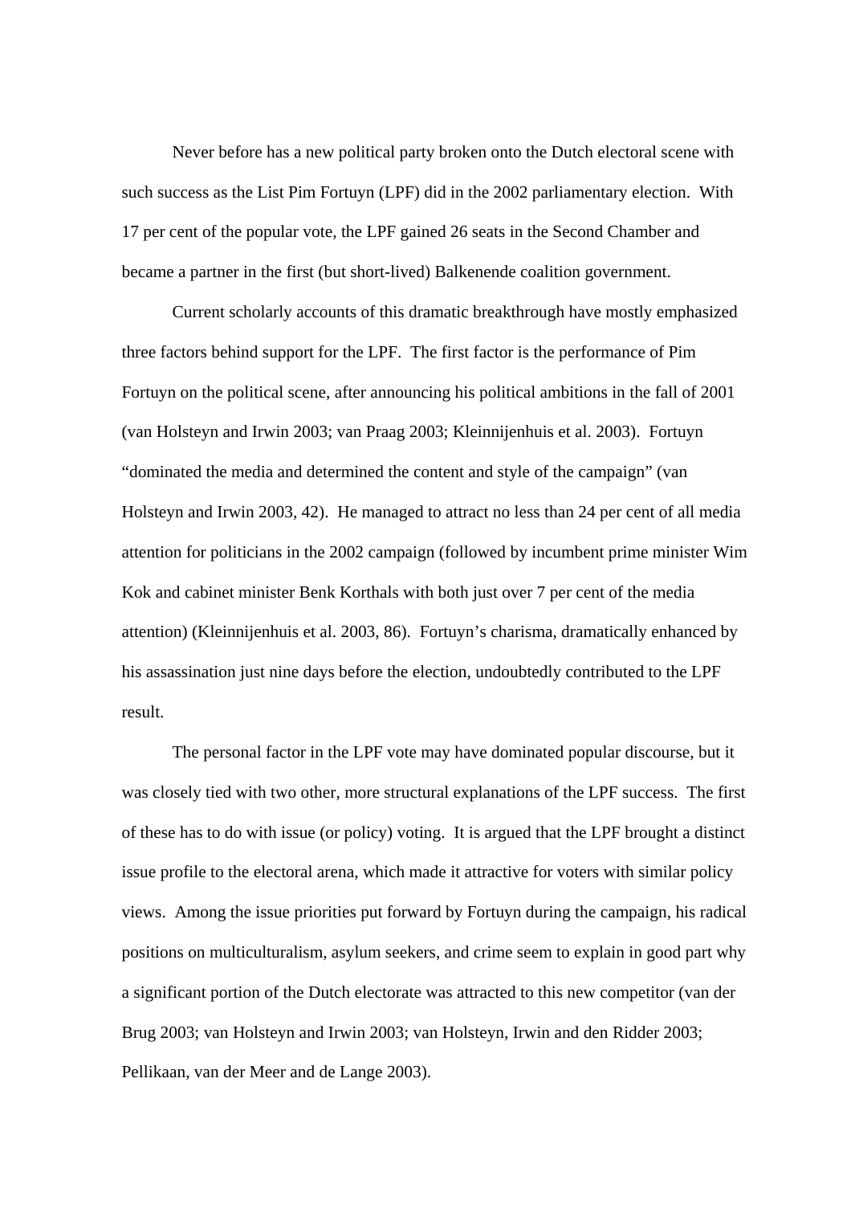Never before has a new political party broken onto the Dutch electoral scene with such success as the List Pim Fortuyn (LPF) did in the 2002 parliamentary election. With 17 per cent of the popular vote, the LPF gained 26 seats in the Second Chamber and became a partner in the first (but short-lived) Balkenende coalition government.

Current scholarly accounts of this dramatic breakthrough have mostly emphasized three factors behind support for the LPF. The first factor is the performance of Pim Fortuyn on the political scene, after announcing his political ambitions in the fall of 2001 (van Holsteyn and Irwin 2003; van Praag 2003; Kleinnijenhuis et al. 2003). Fortuyn "dominated the media and determined the content and style of the campaign" (van Holsteyn and Irwin 2003, 42). He managed to attract no less than 24 per cent of all media attention for politicians in the 2002 campaign (followed by incumbent prime minister Wim Kok and cabinet minister Benk Korthals with both just over 7 per cent of the media attention) (Kleinnijenhuis et al. 2003, 86). Fortuyn's charisma, dramatically enhanced by his assassination just nine days before the election, undoubtedly contributed to the LPF result.

The personal factor in the LPF vote may have dominated popular discourse, but it was closely tied with two other, more structural explanations of the LPF success. The first of these has to do with issue (or policy) voting. It is argued that the LPF brought a distinct issue profile to the electoral arena, which made it attractive for voters with similar policy views. Among the issue priorities put forward by Fortuyn during the campaign, his radical positions on multiculturalism, asylum seekers, and crime seem to explain in good part why a significant portion of the Dutch electorate was attracted to this new competitor (van der Brug 2003; van Holsteyn and Irwin 2003; van Holsteyn, Irwin and den Ridder 2003; Pellikaan, van der Meer and de Lange 2003).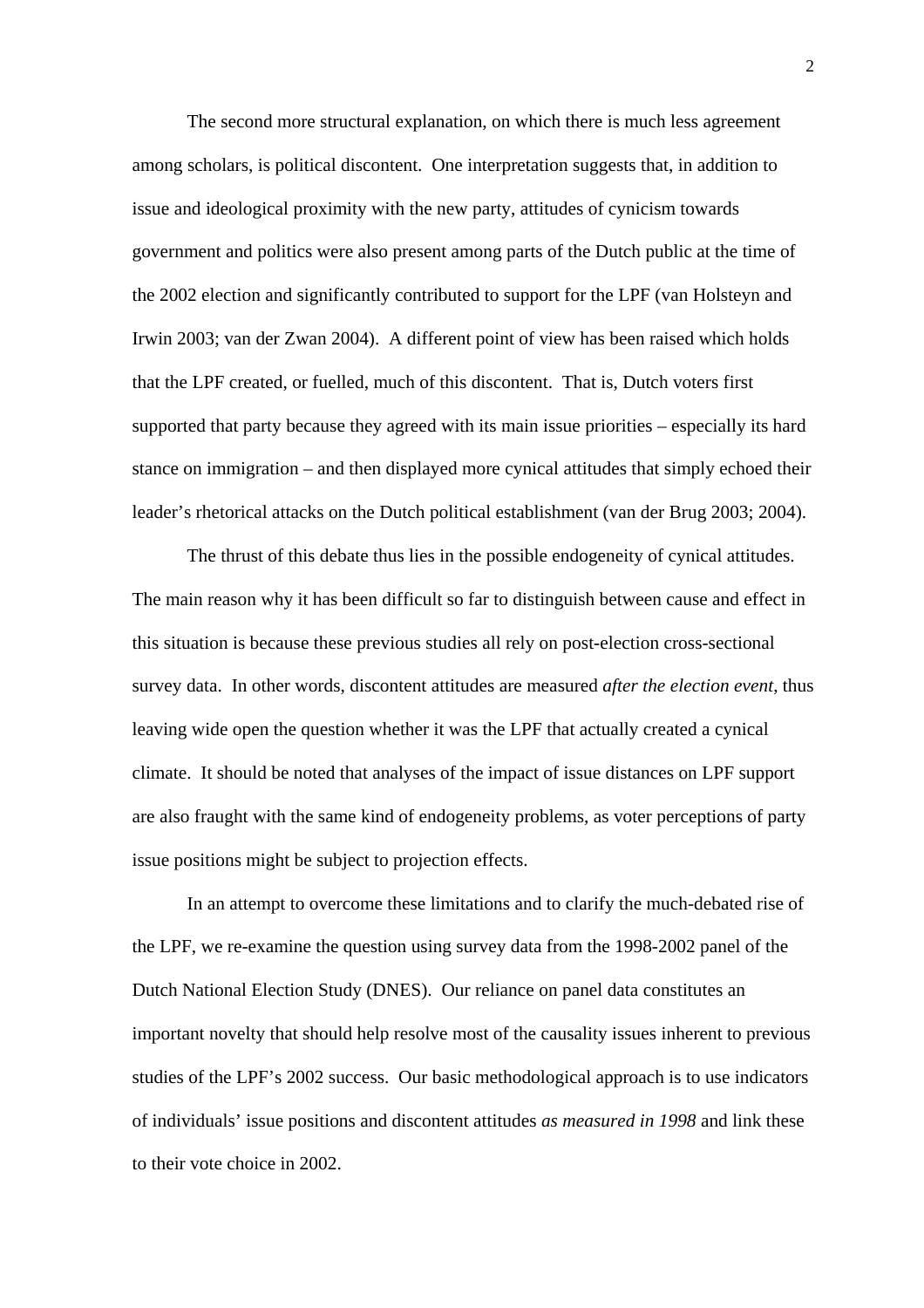The second more structural explanation, on which there is much less agreement among scholars, is political discontent. One interpretation suggests that, in addition to issue and ideological proximity with the new party, attitudes of cynicism towards government and politics were also present among parts of the Dutch public at the time of the 2002 election and significantly contributed to support for the LPF (van Holsteyn and Irwin 2003; van der Zwan 2004). A different point of view has been raised which holds that the LPF created, or fuelled, much of this discontent. That is, Dutch voters first supported that party because they agreed with its main issue priorities – especially its hard stance on immigration – and then displayed more cynical attitudes that simply echoed their leader's rhetorical attacks on the Dutch political establishment (van der Brug 2003; 2004).

The thrust of this debate thus lies in the possible endogeneity of cynical attitudes. The main reason why it has been difficult so far to distinguish between cause and effect in this situation is because these previous studies all rely on post-election cross-sectional survey data. In other words, discontent attitudes are measured *after the election event*, thus leaving wide open the question whether it was the LPF that actually created a cynical climate. It should be noted that analyses of the impact of issue distances on LPF support are also fraught with the same kind of endogeneity problems, as voter perceptions of party issue positions might be subject to projection effects.

In an attempt to overcome these limitations and to clarify the much-debated rise of the LPF, we re-examine the question using survey data from the 1998-2002 panel of the Dutch National Election Study (DNES). Our reliance on panel data constitutes an important novelty that should help resolve most of the causality issues inherent to previous studies of the LPF's 2002 success. Our basic methodological approach is to use indicators of individuals' issue positions and discontent attitudes *as measured in 1998* and link these to their vote choice in 2002.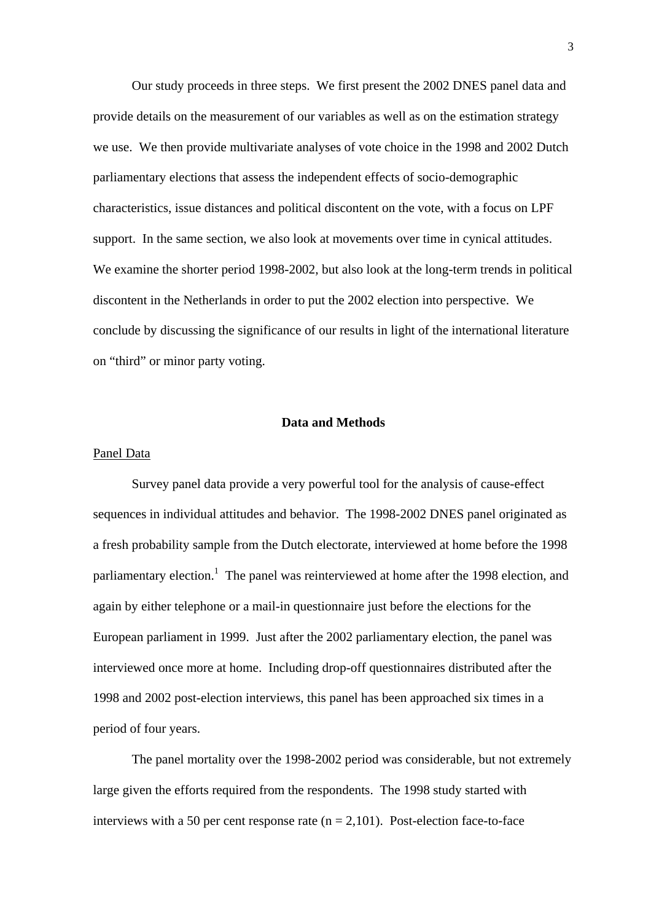Our study proceeds in three steps. We first present the 2002 DNES panel data and provide details on the measurement of our variables as well as on the estimation strategy we use. We then provide multivariate analyses of vote choice in the 1998 and 2002 Dutch parliamentary elections that assess the independent effects of socio-demographic characteristics, issue distances and political discontent on the vote, with a focus on LPF support. In the same section, we also look at movements over time in cynical attitudes. We examine the shorter period 1998-2002, but also look at the long-term trends in political discontent in the Netherlands in order to put the 2002 election into perspective. We conclude by discussing the significance of our results in light of the international literature on "third" or minor party voting.

## Data and Methods

### Panel Data

Survey panel data provide a very powerful tool for the analysis of cause-effect sequences in individual attitudes and behavior. The 1998-2002 DNES panel originated as a fresh probability sample from the Dutch electorate, interviewed at home before the 1998 parliamentary election.[1] The panel was reinterviewed at home after the 1998 election, and again by either telephone or a mail-in questionnaire just before the elections for the European parliament in 1999. Just after the 2002 parliamentary election, the panel was interviewed once more at home. Including drop-off questionnaires distributed after the 1998 and 2002 post-election interviews, this panel has been approached six times in a period of four years.

The panel mortality over the 1998-2002 period was considerable, but not extremely large given the efforts required from the respondents. The 1998 study started with interviews with a 50 per cent response rate (n = 2,101). Post-election face-to-face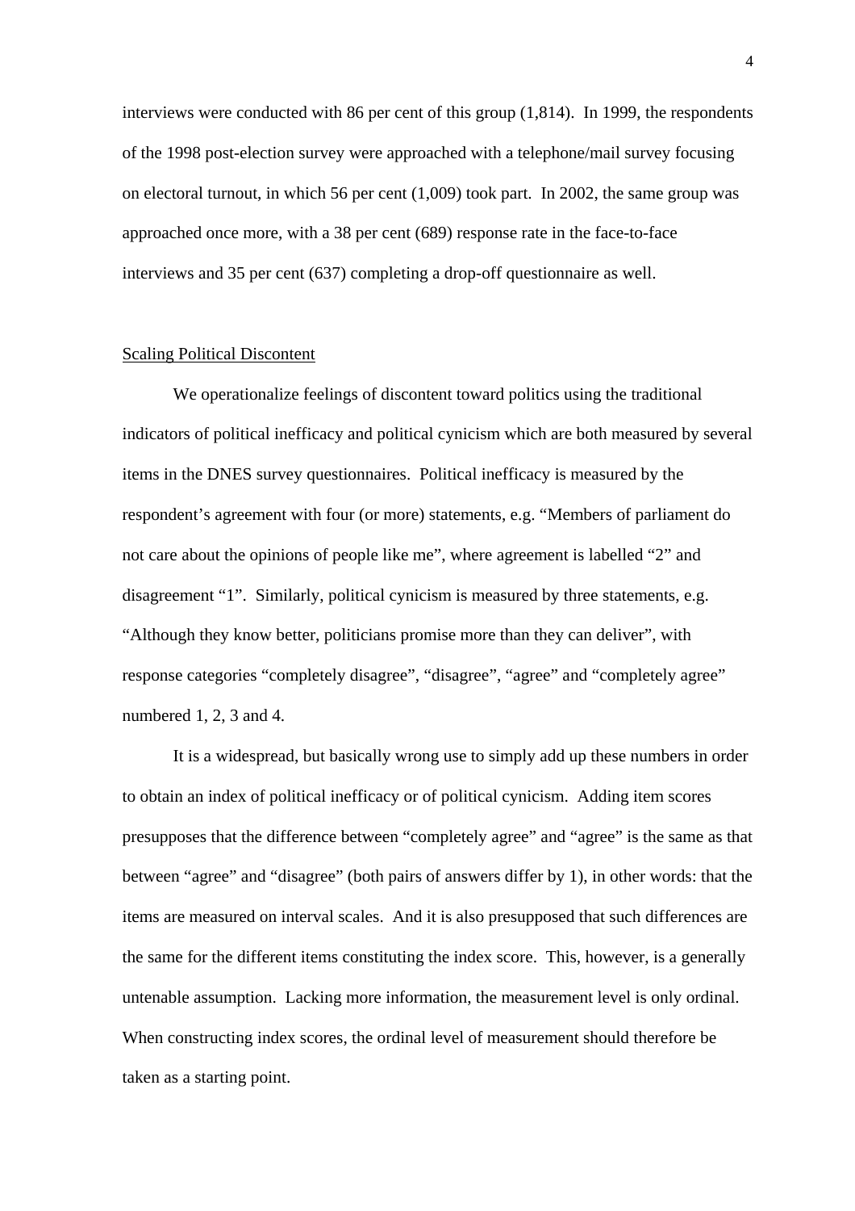interviews were conducted with 86 per cent of this group (1,814). In 1999, the respondents of the 1998 post-election survey were approached with a telephone/mail survey focusing on electoral turnout, in which 56 per cent (1,009) took part. In 2002, the same group was approached once more, with a 38 per cent (689) response rate in the face-to-face interviews and 35 per cent (637) completing a drop-off questionnaire as well.

## Scaling Political Discontent

We operationalize feelings of discontent toward politics using the traditional indicators of political inefficacy and political cynicism which are both measured by several items in the DNES survey questionnaires. Political inefficacy is measured by the respondent's agreement with four (or more) statements, e.g. "Members of parliament do not care about the opinions of people like me", where agreement is labelled "2" and disagreement "1". Similarly, political cynicism is measured by three statements, e.g. "Although they know better, politicians promise more than they can deliver", with response categories "completely disagree", "disagree", "agree" and "completely agree" numbered 1, 2, 3 and 4.

It is a widespread, but basically wrong use to simply add up these numbers in order to obtain an index of political inefficacy or of political cynicism. Adding item scores presupposes that the difference between "completely agree" and "agree" is the same as that between "agree" and "disagree" (both pairs of answers differ by 1), in other words: that the items are measured on interval scales. And it is also presupposed that such differences are the same for the different items constituting the index score. This, however, is a generally untenable assumption. Lacking more information, the measurement level is only ordinal. When constructing index scores, the ordinal level of measurement should therefore be taken as a starting point.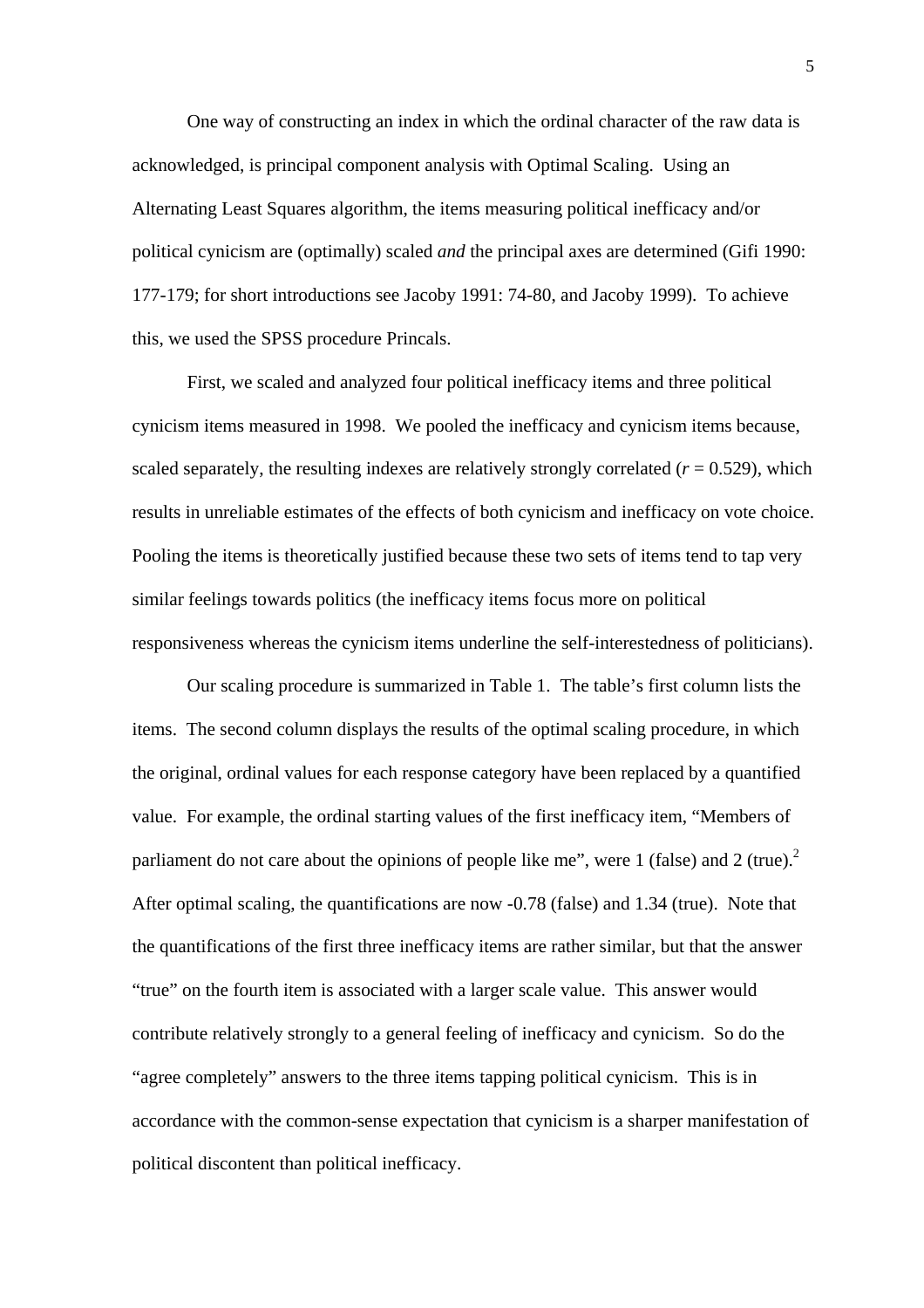One way of constructing an index in which the ordinal character of the raw data is acknowledged, is principal component analysis with Optimal Scaling. Using an Alternating Least Squares algorithm, the items measuring political inefficacy and/or political cynicism are (optimally) scaled *and* the principal axes are determined (Gifi 1990: 177-179; for short introductions see Jacoby 1991: 74-80, and Jacoby 1999). To achieve this, we used the SPSS procedure Princals.

First, we scaled and analyzed four political inefficacy items and three political cynicism items measured in 1998. We pooled the inefficacy and cynicism items because, scaled separately, the resulting indexes are relatively strongly correlated ($r$ = 0.529), which results in unreliable estimates of the effects of both cynicism and inefficacy on vote choice. Pooling the items is theoretically justified because these two sets of items tend to tap very similar feelings towards politics (the inefficacy items focus more on political responsiveness whereas the cynicism items underline the self-interestedness of politicians).

Our scaling procedure is summarized in Table 1. The table's first column lists the items. The second column displays the results of the optimal scaling procedure, in which the original, ordinal values for each response category have been replaced by a quantified value. For example, the ordinal starting values of the first inefficacy item, "Members of parliament do not care about the opinions of people like me", were 1 (false) and 2 (true).[2] After optimal scaling, the quantifications are now -0.78 (false) and 1.34 (true). Note that the quantifications of the first three inefficacy items are rather similar, but that the answer "true" on the fourth item is associated with a larger scale value. This answer would contribute relatively strongly to a general feeling of inefficacy and cynicism. So do the "agree completely" answers to the three items tapping political cynicism. This is in accordance with the common-sense expectation that cynicism is a sharper manifestation of political discontent than political inefficacy.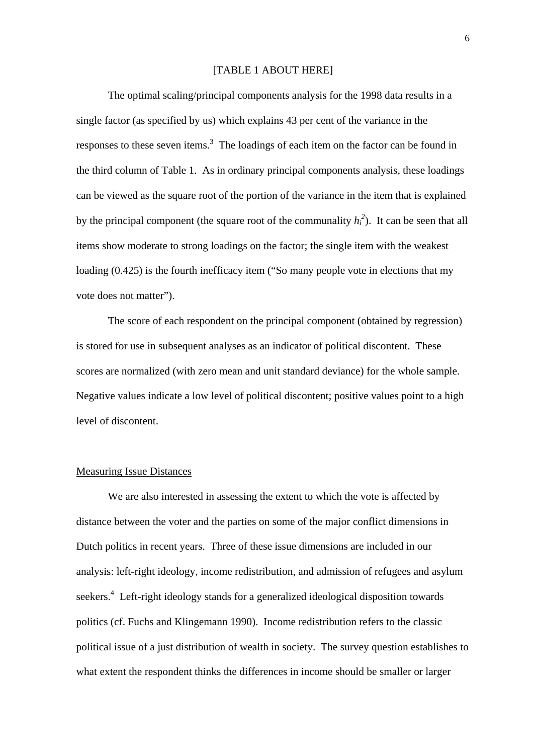[TABLE 1 ABOUT HERE]

The optimal scaling/principal components analysis for the 1998 data results in a single factor (as specified by us) which explains 43 per cent of the variance in the responses to these seven items.[3] The loadings of each item on the factor can be found in the third column of Table 1. As in ordinary principal components analysis, these loadings can be viewed as the square root of the portion of the variance in the item that is explained by the principal component (the square root of the communality $h_i^2$). It can be seen that all items show moderate to strong loadings on the factor; the single item with the weakest loading (0.425) is the fourth inefficacy item ("So many people vote in elections that my vote does not matter").

The score of each respondent on the principal component (obtained by regression) is stored for use in subsequent analyses as an indicator of political discontent. These scores are normalized (with zero mean and unit standard deviance) for the whole sample. Negative values indicate a low level of political discontent; positive values point to a high level of discontent.

<u>Measuring Issue Distances</u>

We are also interested in assessing the extent to which the vote is affected by distance between the voter and the parties on some of the major conflict dimensions in Dutch politics in recent years. Three of these issue dimensions are included in our analysis: left-right ideology, income redistribution, and admission of refugees and asylum seekers.[4] Left-right ideology stands for a generalized ideological disposition towards politics (cf. Fuchs and Klingemann 1990). Income redistribution refers to the classic political issue of a just distribution of wealth in society. The survey question establishes to what extent the respondent thinks the differences in income should be smaller or larger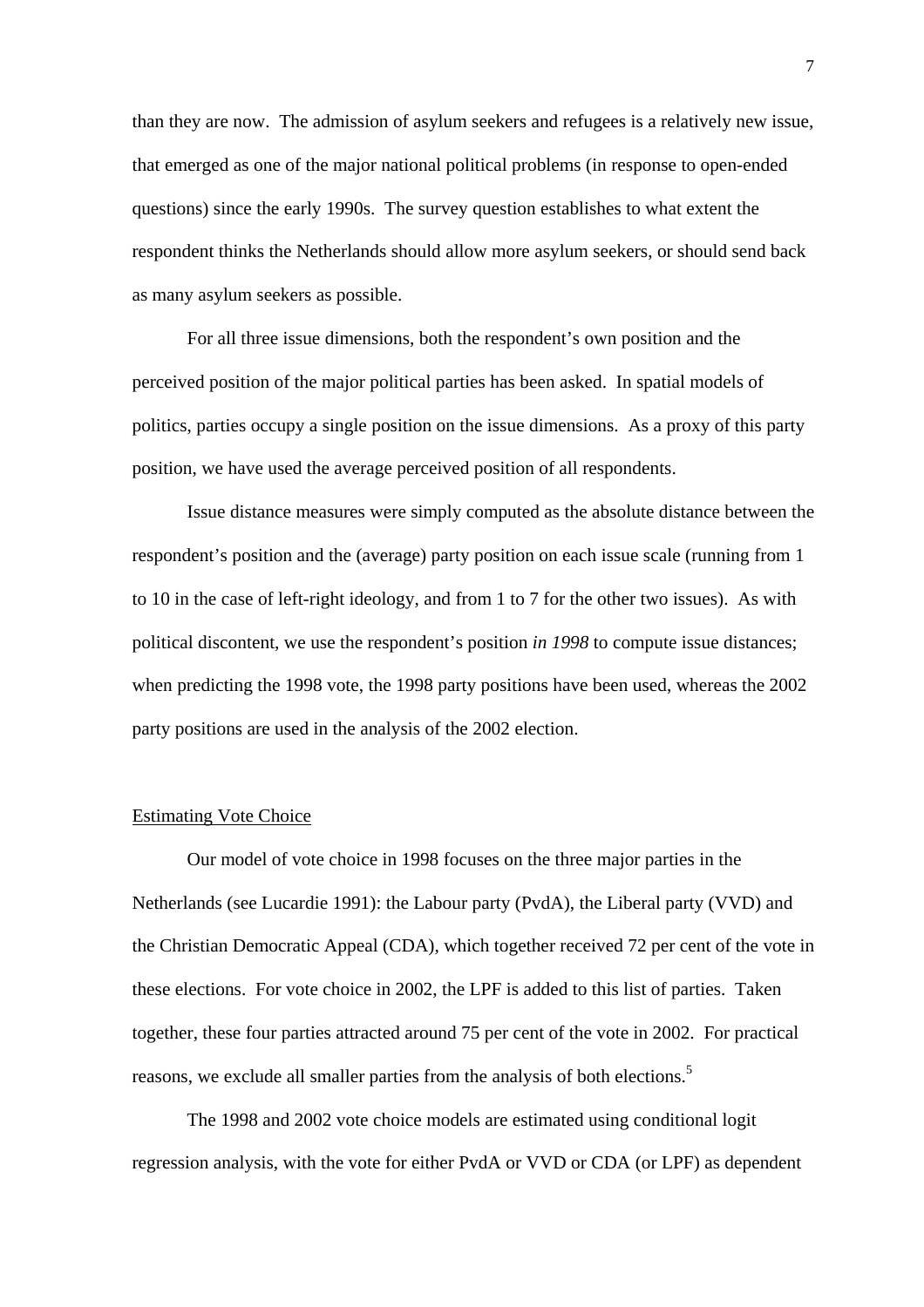than they are now. The admission of asylum seekers and refugees is a relatively new issue, that emerged as one of the major national political problems (in response to open-ended questions) since the early 1990s. The survey question establishes to what extent the respondent thinks the Netherlands should allow more asylum seekers, or should send back as many asylum seekers as possible.

For all three issue dimensions, both the respondent's own position and the perceived position of the major political parties has been asked. In spatial models of politics, parties occupy a single position on the issue dimensions. As a proxy of this party position, we have used the average perceived position of all respondents.

Issue distance measures were simply computed as the absolute distance between the respondent's position and the (average) party position on each issue scale (running from 1 to 10 in the case of left-right ideology, and from 1 to 7 for the other two issues). As with political discontent, we use the respondent's position *in 1998* to compute issue distances; when predicting the 1998 vote, the 1998 party positions have been used, whereas the 2002 party positions are used in the analysis of the 2002 election.

## Estimating Vote Choice

Our model of vote choice in 1998 focuses on the three major parties in the Netherlands (see Lucardie 1991): the Labour party (PvdA), the Liberal party (VVD) and the Christian Democratic Appeal (CDA), which together received 72 per cent of the vote in these elections. For vote choice in 2002, the LPF is added to this list of parties. Taken together, these four parties attracted around 75 per cent of the vote in 2002. For practical reasons, we exclude all smaller parties from the analysis of both elections.[5]

The 1998 and 2002 vote choice models are estimated using conditional logit regression analysis, with the vote for either PvdA or VVD or CDA (or LPF) as dependent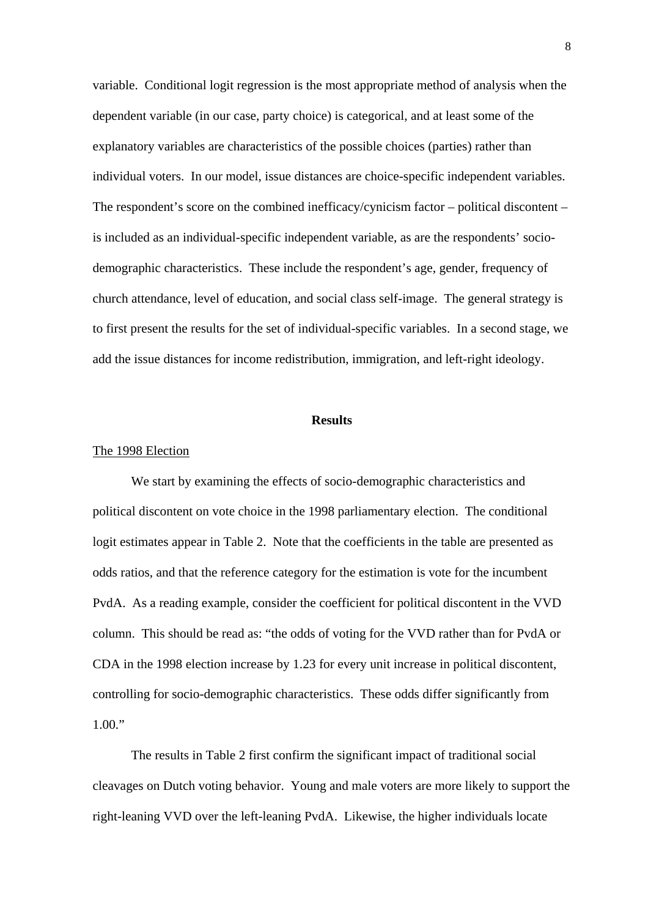variable. Conditional logit regression is the most appropriate method of analysis when the dependent variable (in our case, party choice) is categorical, and at least some of the explanatory variables are characteristics of the possible choices (parties) rather than individual voters. In our model, issue distances are choice-specific independent variables. The respondent's score on the combined inefficacy/cynicism factor – political discontent – is included as an individual-specific independent variable, as are the respondents' socio-demographic characteristics. These include the respondent's age, gender, frequency of church attendance, level of education, and social class self-image. The general strategy is to first present the results for the set of individual-specific variables. In a second stage, we add the issue distances for income redistribution, immigration, and left-right ideology.

## Results

### The 1998 Election

We start by examining the effects of socio-demographic characteristics and political discontent on vote choice in the 1998 parliamentary election. The conditional logit estimates appear in Table 2. Note that the coefficients in the table are presented as odds ratios, and that the reference category for the estimation is vote for the incumbent PvdA. As a reading example, consider the coefficient for political discontent in the VVD column. This should be read as: "the odds of voting for the VVD rather than for PvdA or CDA in the 1998 election increase by 1.23 for every unit increase in political discontent, controlling for socio-demographic characteristics. These odds differ significantly from 1.00."

The results in Table 2 first confirm the significant impact of traditional social cleavages on Dutch voting behavior. Young and male voters are more likely to support the right-leaning VVD over the left-leaning PvdA. Likewise, the higher individuals locate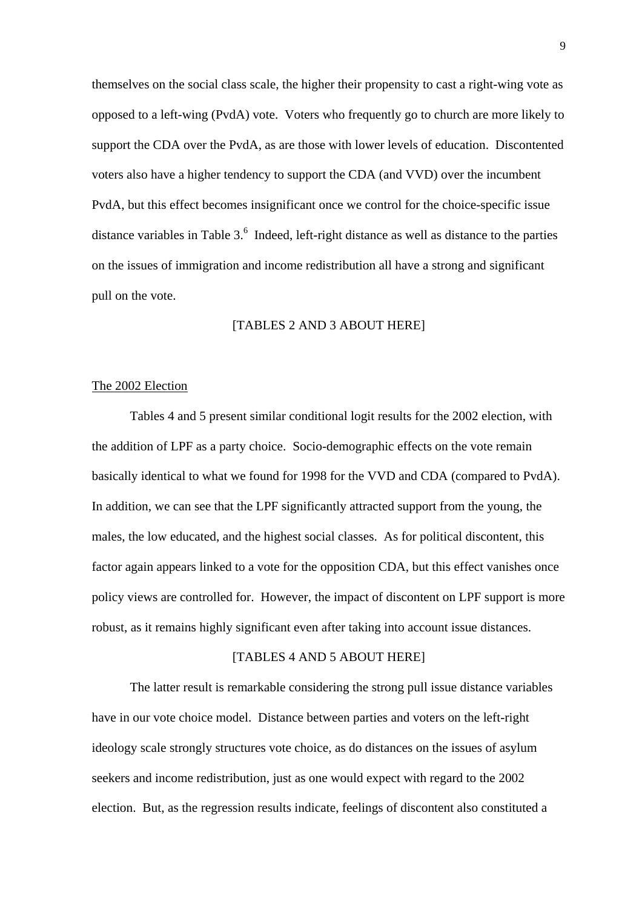themselves on the social class scale, the higher their propensity to cast a right-wing vote as opposed to a left-wing (PvdA) vote. Voters who frequently go to church are more likely to support the CDA over the PvdA, as are those with lower levels of education. Discontented voters also have a higher tendency to support the CDA (and VVD) over the incumbent PvdA, but this effect becomes insignificant once we control for the choice-specific issue distance variables in Table 3.[6] Indeed, left-right distance as well as distance to the parties on the issues of immigration and income redistribution all have a strong and significant pull on the vote.

[TABLES 2 AND 3 ABOUT HERE]

## The 2002 Election

Tables 4 and 5 present similar conditional logit results for the 2002 election, with the addition of LPF as a party choice. Socio-demographic effects on the vote remain basically identical to what we found for 1998 for the VVD and CDA (compared to PvdA). In addition, we can see that the LPF significantly attracted support from the young, the males, the low educated, and the highest social classes. As for political discontent, this factor again appears linked to a vote for the opposition CDA, but this effect vanishes once policy views are controlled for. However, the impact of discontent on LPF support is more robust, as it remains highly significant even after taking into account issue distances.

[TABLES 4 AND 5 ABOUT HERE]

The latter result is remarkable considering the strong pull issue distance variables have in our vote choice model. Distance between parties and voters on the left-right ideology scale strongly structures vote choice, as do distances on the issues of asylum seekers and income redistribution, just as one would expect with regard to the 2002 election. But, as the regression results indicate, feelings of discontent also constituted a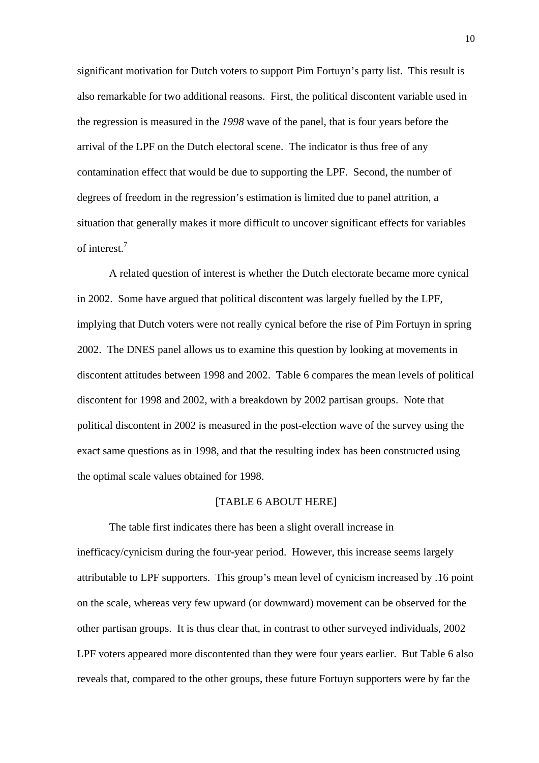significant motivation for Dutch voters to support Pim Fortuyn's party list. This result is also remarkable for two additional reasons. First, the political discontent variable used in the regression is measured in the *1998* wave of the panel, that is four years before the arrival of the LPF on the Dutch electoral scene. The indicator is thus free of any contamination effect that would be due to supporting the LPF. Second, the number of degrees of freedom in the regression's estimation is limited due to panel attrition, a situation that generally makes it more difficult to uncover significant effects for variables of interest.[7]

A related question of interest is whether the Dutch electorate became more cynical in 2002. Some have argued that political discontent was largely fuelled by the LPF, implying that Dutch voters were not really cynical before the rise of Pim Fortuyn in spring 2002. The DNES panel allows us to examine this question by looking at movements in discontent attitudes between 1998 and 2002. Table 6 compares the mean levels of political discontent for 1998 and 2002, with a breakdown by 2002 partisan groups. Note that political discontent in 2002 is measured in the post-election wave of the survey using the exact same questions as in 1998, and that the resulting index has been constructed using the optimal scale values obtained for 1998.

[TABLE 6 ABOUT HERE]

The table first indicates there has been a slight overall increase in inefficacy/cynicism during the four-year period. However, this increase seems largely attributable to LPF supporters. This group's mean level of cynicism increased by .16 point on the scale, whereas very few upward (or downward) movement can be observed for the other partisan groups. It is thus clear that, in contrast to other surveyed individuals, 2002 LPF voters appeared more discontented than they were four years earlier. But Table 6 also reveals that, compared to the other groups, these future Fortuyn supporters were by far the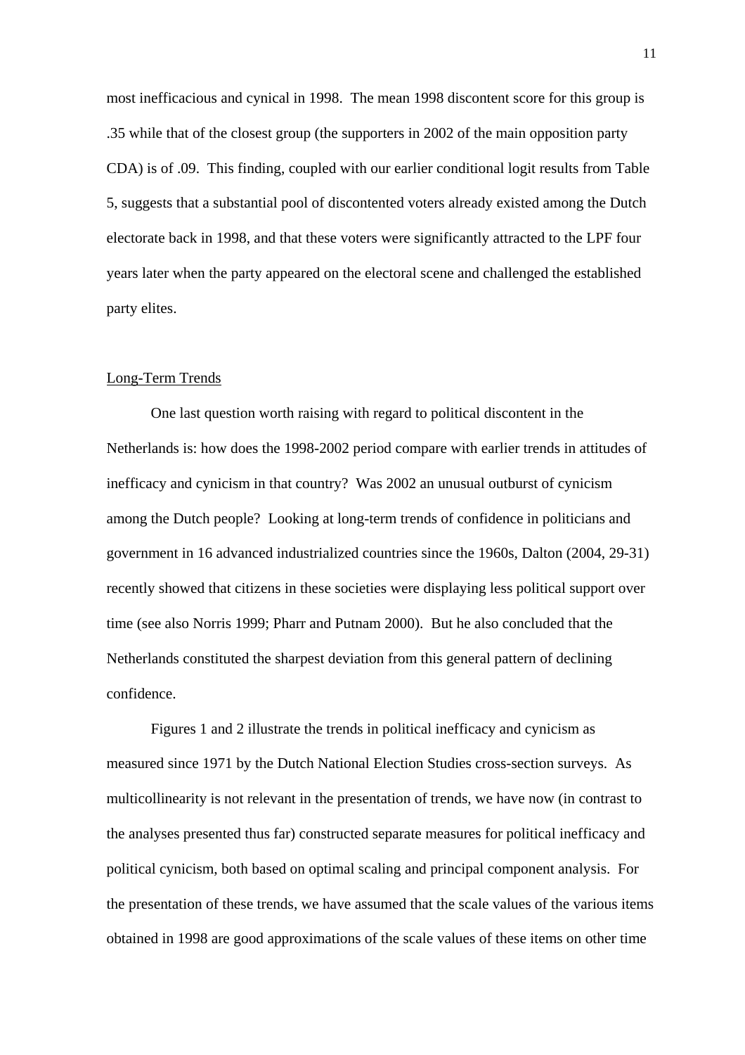most inefficacious and cynical in 1998. The mean 1998 discontent score for this group is .35 while that of the closest group (the supporters in 2002 of the main opposition party CDA) is of .09. This finding, coupled with our earlier conditional logit results from Table 5, suggests that a substantial pool of discontented voters already existed among the Dutch electorate back in 1998, and that these voters were significantly attracted to the LPF four years later when the party appeared on the electoral scene and challenged the established party elites.

## Long-Term Trends

One last question worth raising with regard to political discontent in the Netherlands is: how does the 1998-2002 period compare with earlier trends in attitudes of inefficacy and cynicism in that country? Was 2002 an unusual outburst of cynicism among the Dutch people? Looking at long-term trends of confidence in politicians and government in 16 advanced industrialized countries since the 1960s, Dalton (2004, 29-31) recently showed that citizens in these societies were displaying less political support over time (see also Norris 1999; Pharr and Putnam 2000). But he also concluded that the Netherlands constituted the sharpest deviation from this general pattern of declining confidence.

Figures 1 and 2 illustrate the trends in political inefficacy and cynicism as measured since 1971 by the Dutch National Election Studies cross-section surveys. As multicollinearity is not relevant in the presentation of trends, we have now (in contrast to the analyses presented thus far) constructed separate measures for political inefficacy and political cynicism, both based on optimal scaling and principal component analysis. For the presentation of these trends, we have assumed that the scale values of the various items obtained in 1998 are good approximations of the scale values of these items on other time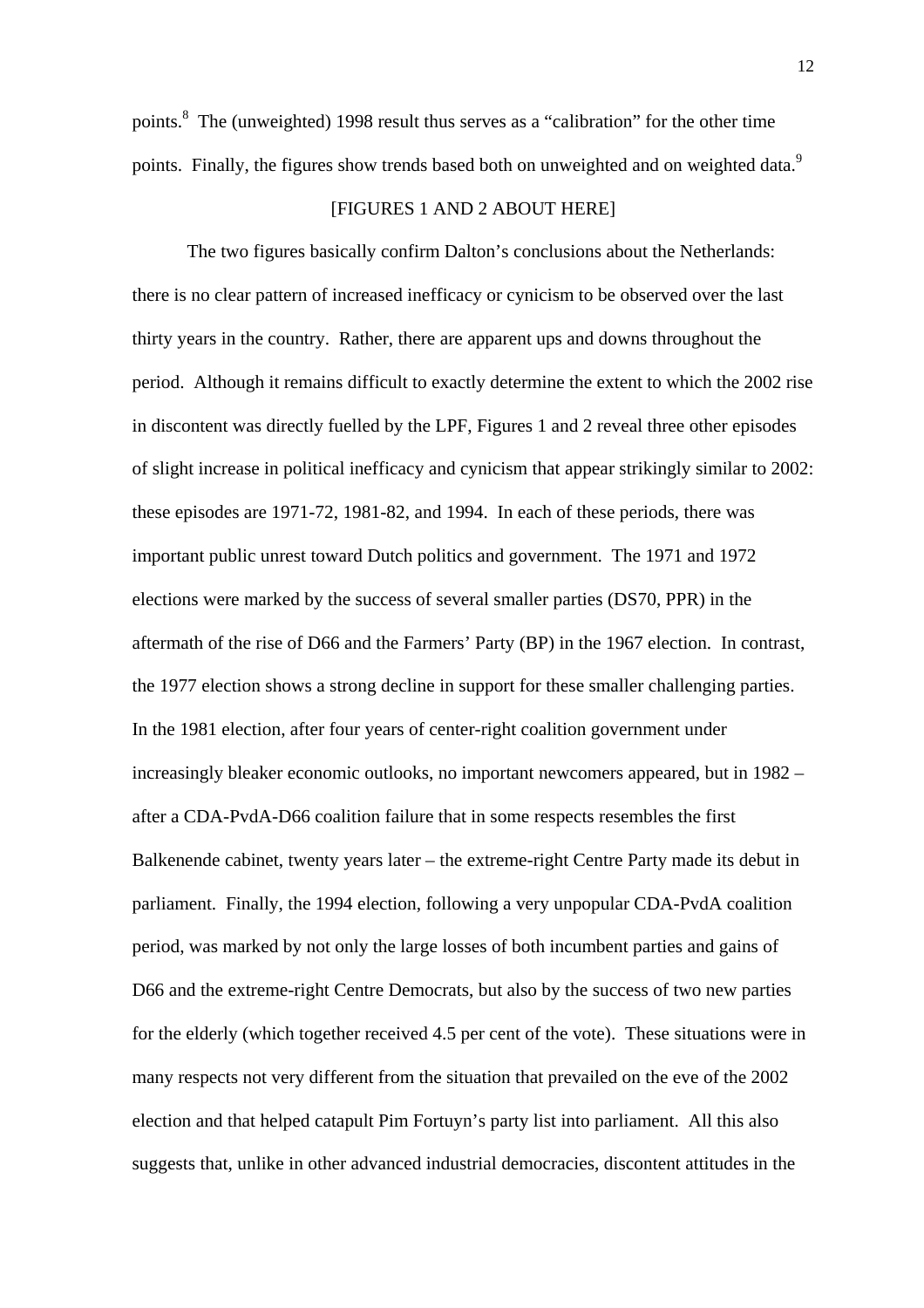points.[8] The (unweighted) 1998 result thus serves as a "calibration" for the other time points. Finally, the figures show trends based both on unweighted and on weighted data.[9]

[FIGURES 1 AND 2 ABOUT HERE]

The two figures basically confirm Dalton's conclusions about the Netherlands: there is no clear pattern of increased inefficacy or cynicism to be observed over the last thirty years in the country. Rather, there are apparent ups and downs throughout the period. Although it remains difficult to exactly determine the extent to which the 2002 rise in discontent was directly fuelled by the LPF, Figures 1 and 2 reveal three other episodes of slight increase in political inefficacy and cynicism that appear strikingly similar to 2002: these episodes are 1971-72, 1981-82, and 1994. In each of these periods, there was important public unrest toward Dutch politics and government. The 1971 and 1972 elections were marked by the success of several smaller parties (DS70, PPR) in the aftermath of the rise of D66 and the Farmers' Party (BP) in the 1967 election. In contrast, the 1977 election shows a strong decline in support for these smaller challenging parties. In the 1981 election, after four years of center-right coalition government under increasingly bleaker economic outlooks, no important newcomers appeared, but in 1982 – after a CDA-PvdA-D66 coalition failure that in some respects resembles the first Balkenende cabinet, twenty years later – the extreme-right Centre Party made its debut in parliament. Finally, the 1994 election, following a very unpopular CDA-PvdA coalition period, was marked by not only the large losses of both incumbent parties and gains of D66 and the extreme-right Centre Democrats, but also by the success of two new parties for the elderly (which together received 4.5 per cent of the vote). These situations were in many respects not very different from the situation that prevailed on the eve of the 2002 election and that helped catapult Pim Fortuyn's party list into parliament. All this also suggests that, unlike in other advanced industrial democracies, discontent attitudes in the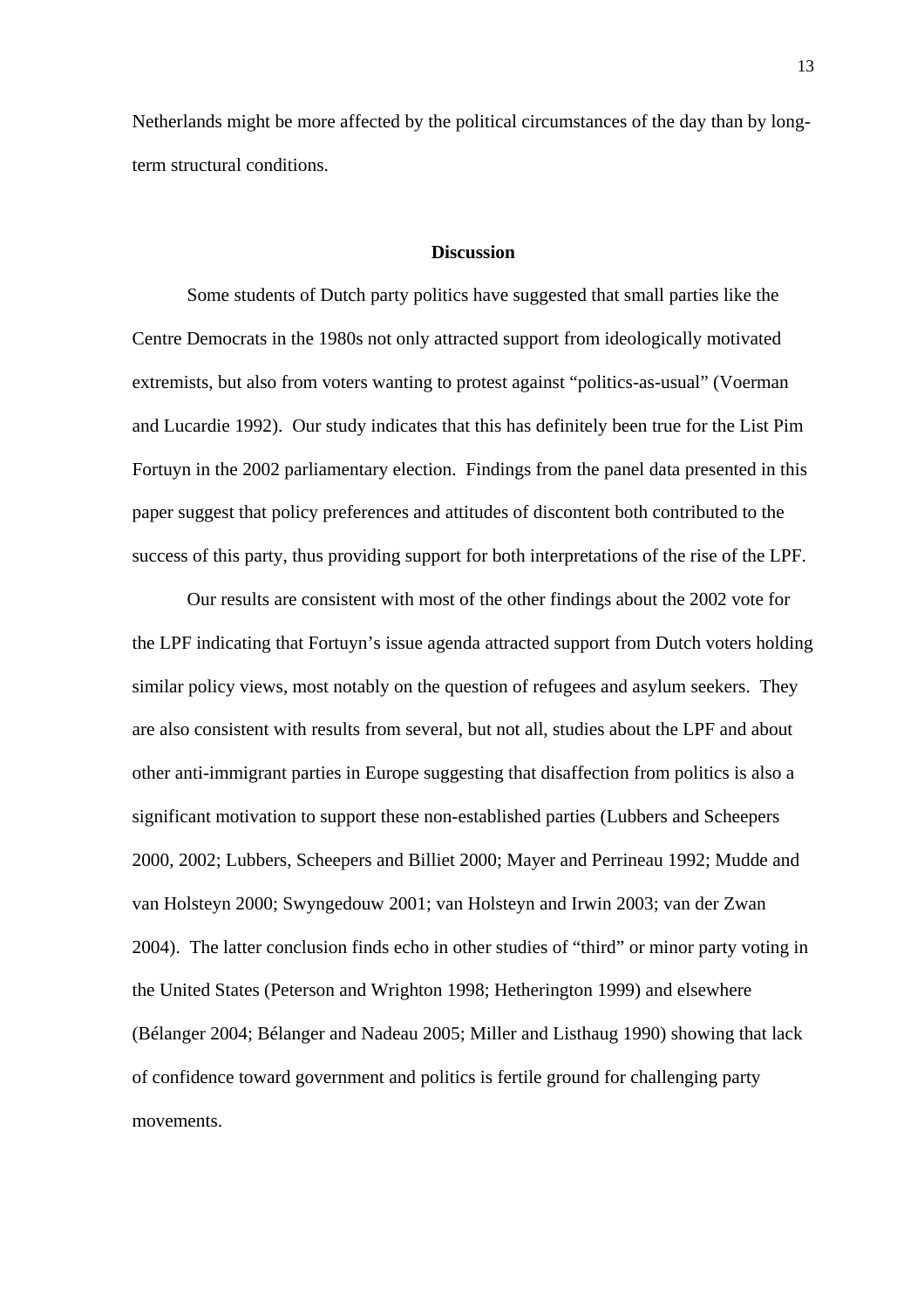Netherlands might be more affected by the political circumstances of the day than by long-term structural conditions.

## Discussion

Some students of Dutch party politics have suggested that small parties like the Centre Democrats in the 1980s not only attracted support from ideologically motivated extremists, but also from voters wanting to protest against "politics-as-usual" (Voerman and Lucardie 1992). Our study indicates that this has definitely been true for the List Pim Fortuyn in the 2002 parliamentary election. Findings from the panel data presented in this paper suggest that policy preferences and attitudes of discontent both contributed to the success of this party, thus providing support for both interpretations of the rise of the LPF.

Our results are consistent with most of the other findings about the 2002 vote for the LPF indicating that Fortuyn's issue agenda attracted support from Dutch voters holding similar policy views, most notably on the question of refugees and asylum seekers. They are also consistent with results from several, but not all, studies about the LPF and about other anti-immigrant parties in Europe suggesting that disaffection from politics is also a significant motivation to support these non-established parties (Lubbers and Scheepers 2000, 2002; Lubbers, Scheepers and Billiet 2000; Mayer and Perrineau 1992; Mudde and van Holsteyn 2000; Swyngedouw 2001; van Holsteyn and Irwin 2003; van der Zwan 2004). The latter conclusion finds echo in other studies of "third" or minor party voting in the United States (Peterson and Wrighton 1998; Hetherington 1999) and elsewhere (Bélanger 2004; Bélanger and Nadeau 2005; Miller and Listhaug 1990) showing that lack of confidence toward government and politics is fertile ground for challenging party movements.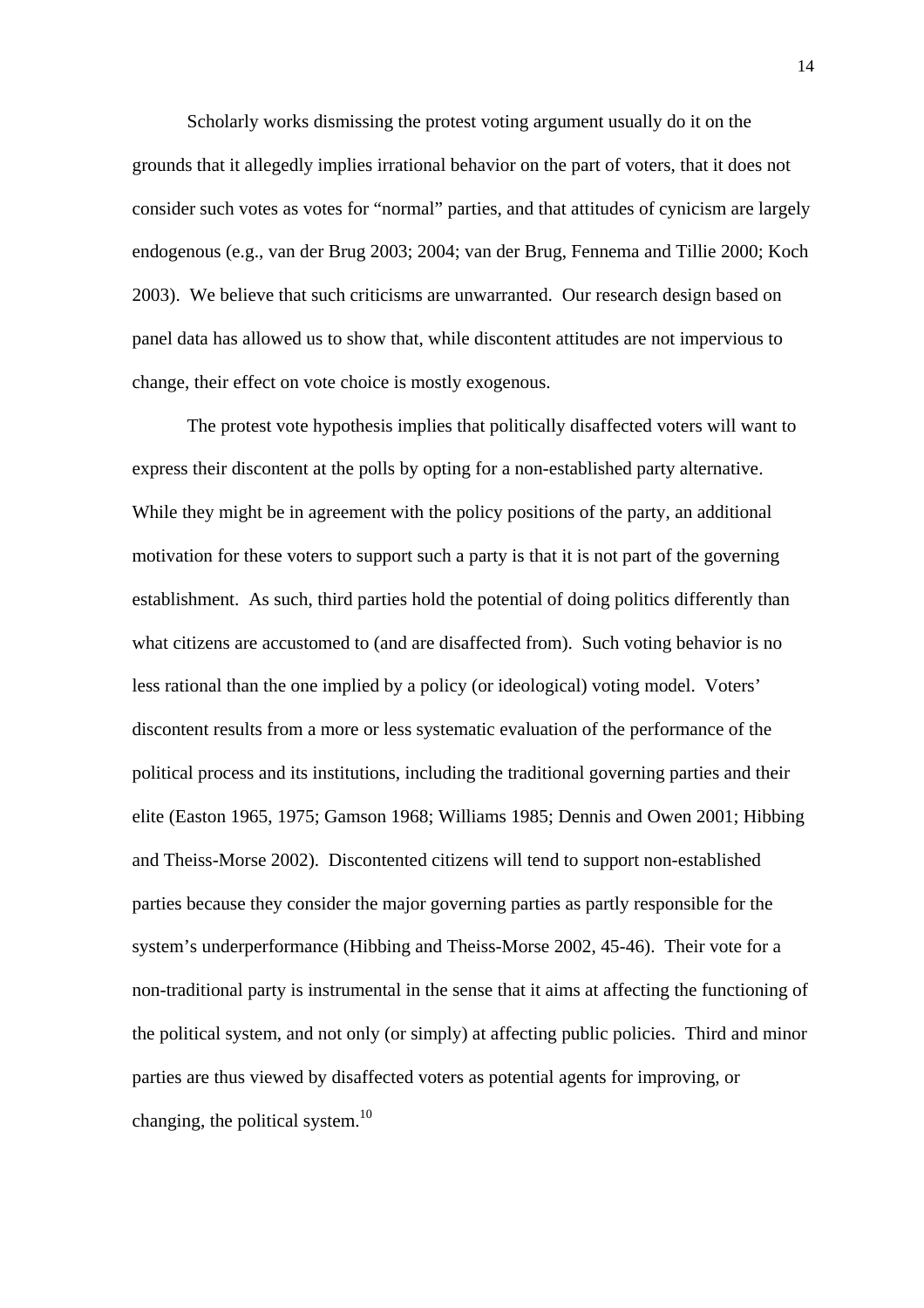Scholarly works dismissing the protest voting argument usually do it on the grounds that it allegedly implies irrational behavior on the part of voters, that it does not consider such votes as votes for "normal" parties, and that attitudes of cynicism are largely endogenous (e.g., van der Brug 2003; 2004; van der Brug, Fennema and Tillie 2000; Koch 2003). We believe that such criticisms are unwarranted. Our research design based on panel data has allowed us to show that, while discontent attitudes are not impervious to change, their effect on vote choice is mostly exogenous.

The protest vote hypothesis implies that politically disaffected voters will want to express their discontent at the polls by opting for a non-established party alternative. While they might be in agreement with the policy positions of the party, an additional motivation for these voters to support such a party is that it is not part of the governing establishment. As such, third parties hold the potential of doing politics differently than what citizens are accustomed to (and are disaffected from). Such voting behavior is no less rational than the one implied by a policy (or ideological) voting model. Voters' discontent results from a more or less systematic evaluation of the performance of the political process and its institutions, including the traditional governing parties and their elite (Easton 1965, 1975; Gamson 1968; Williams 1985; Dennis and Owen 2001; Hibbing and Theiss-Morse 2002). Discontented citizens will tend to support non-established parties because they consider the major governing parties as partly responsible for the system's underperformance (Hibbing and Theiss-Morse 2002, 45-46). Their vote for a non-traditional party is instrumental in the sense that it aims at affecting the functioning of the political system, and not only (or simply) at affecting public policies. Third and minor parties are thus viewed by disaffected voters as potential agents for improving, or changing, the political system.[10]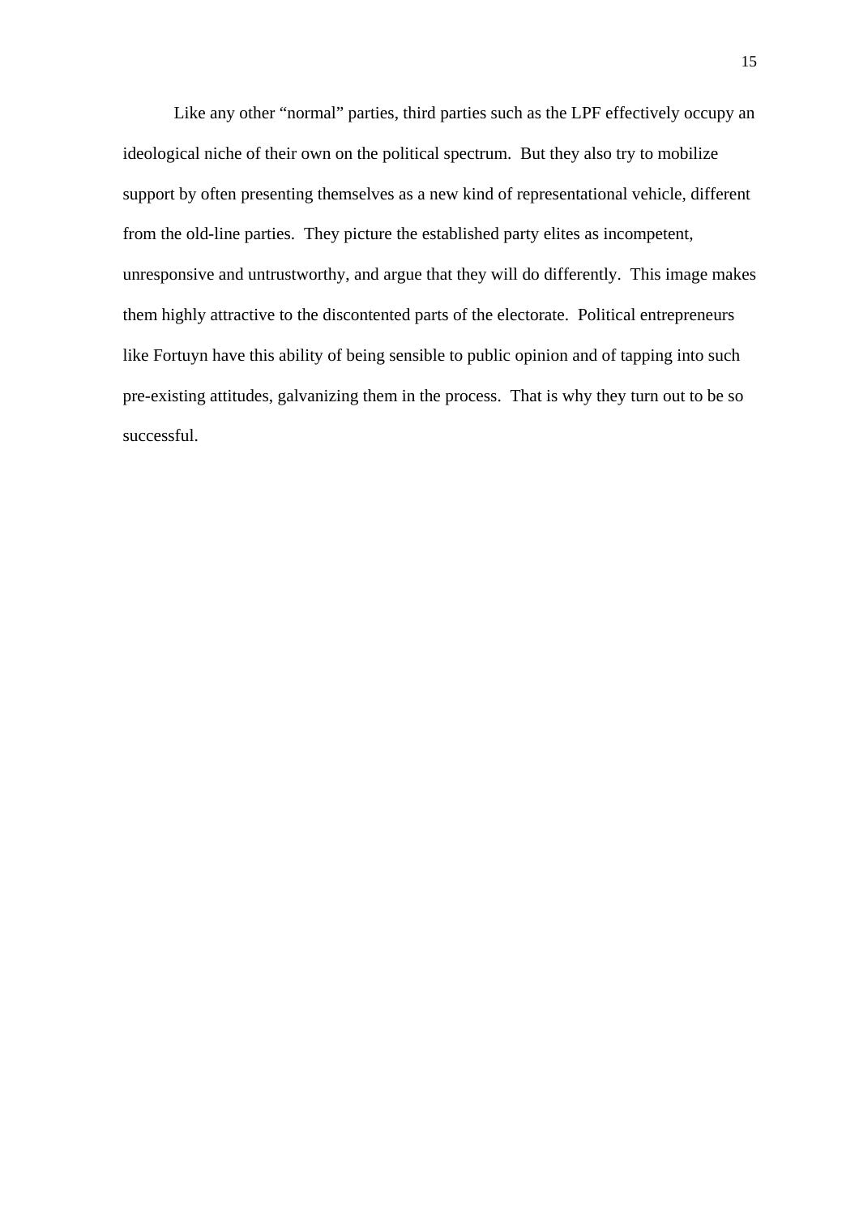Like any other "normal" parties, third parties such as the LPF effectively occupy an ideological niche of their own on the political spectrum. But they also try to mobilize support by often presenting themselves as a new kind of representational vehicle, different from the old-line parties. They picture the established party elites as incompetent, unresponsive and untrustworthy, and argue that they will do differently. This image makes them highly attractive to the discontented parts of the electorate. Political entrepreneurs like Fortuyn have this ability of being sensible to public opinion and of tapping into such pre-existing attitudes, galvanizing them in the process. That is why they turn out to be so successful.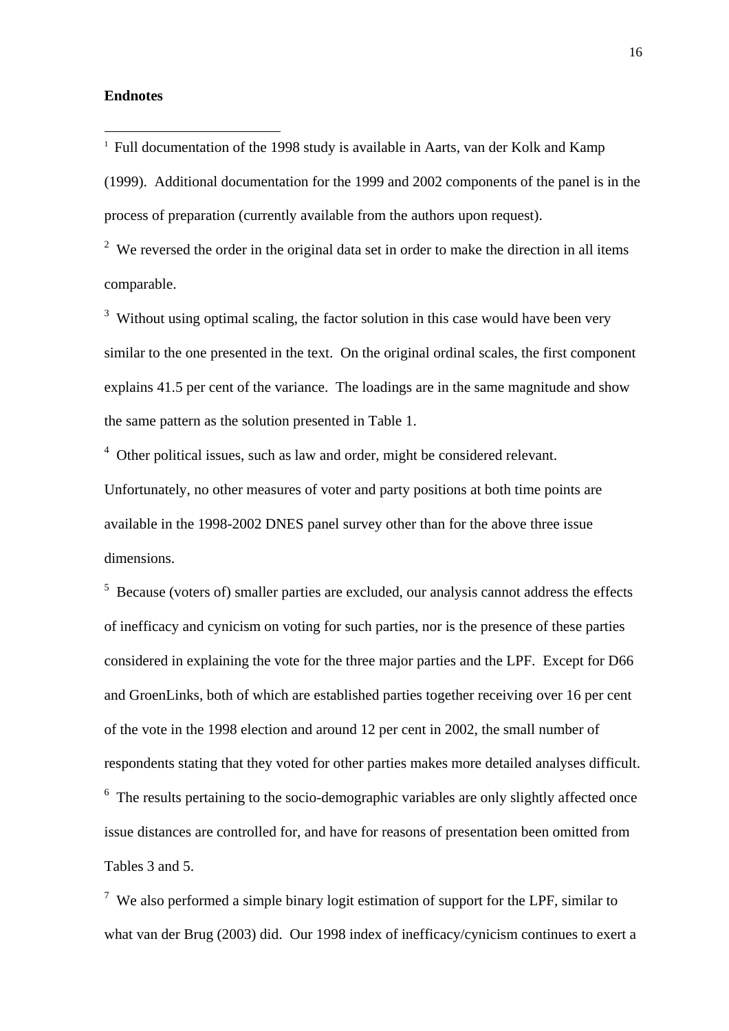**Endnotes**

[1] Full documentation of the 1998 study is available in Aarts, van der Kolk and Kamp (1999). Additional documentation for the 1999 and 2002 components of the panel is in the process of preparation (currently available from the authors upon request).

[2] We reversed the order in the original data set in order to make the direction in all items comparable.

[3] Without using optimal scaling, the factor solution in this case would have been very similar to the one presented in the text. On the original ordinal scales, the first component explains 41.5 per cent of the variance. The loadings are in the same magnitude and show the same pattern as the solution presented in Table 1.

[4] Other political issues, such as law and order, might be considered relevant. Unfortunately, no other measures of voter and party positions at both time points are available in the 1998-2002 DNES panel survey other than for the above three issue dimensions.

[5] Because (voters of) smaller parties are excluded, our analysis cannot address the effects of inefficacy and cynicism on voting for such parties, nor is the presence of these parties considered in explaining the vote for the three major parties and the LPF. Except for D66 and GroenLinks, both of which are established parties together receiving over 16 per cent of the vote in the 1998 election and around 12 per cent in 2002, the small number of respondents stating that they voted for other parties makes more detailed analyses difficult.

[6] The results pertaining to the socio-demographic variables are only slightly affected once issue distances are controlled for, and have for reasons of presentation been omitted from Tables 3 and 5.

[7] We also performed a simple binary logit estimation of support for the LPF, similar to what van der Brug (2003) did. Our 1998 index of inefficacy/cynicism continues to exert a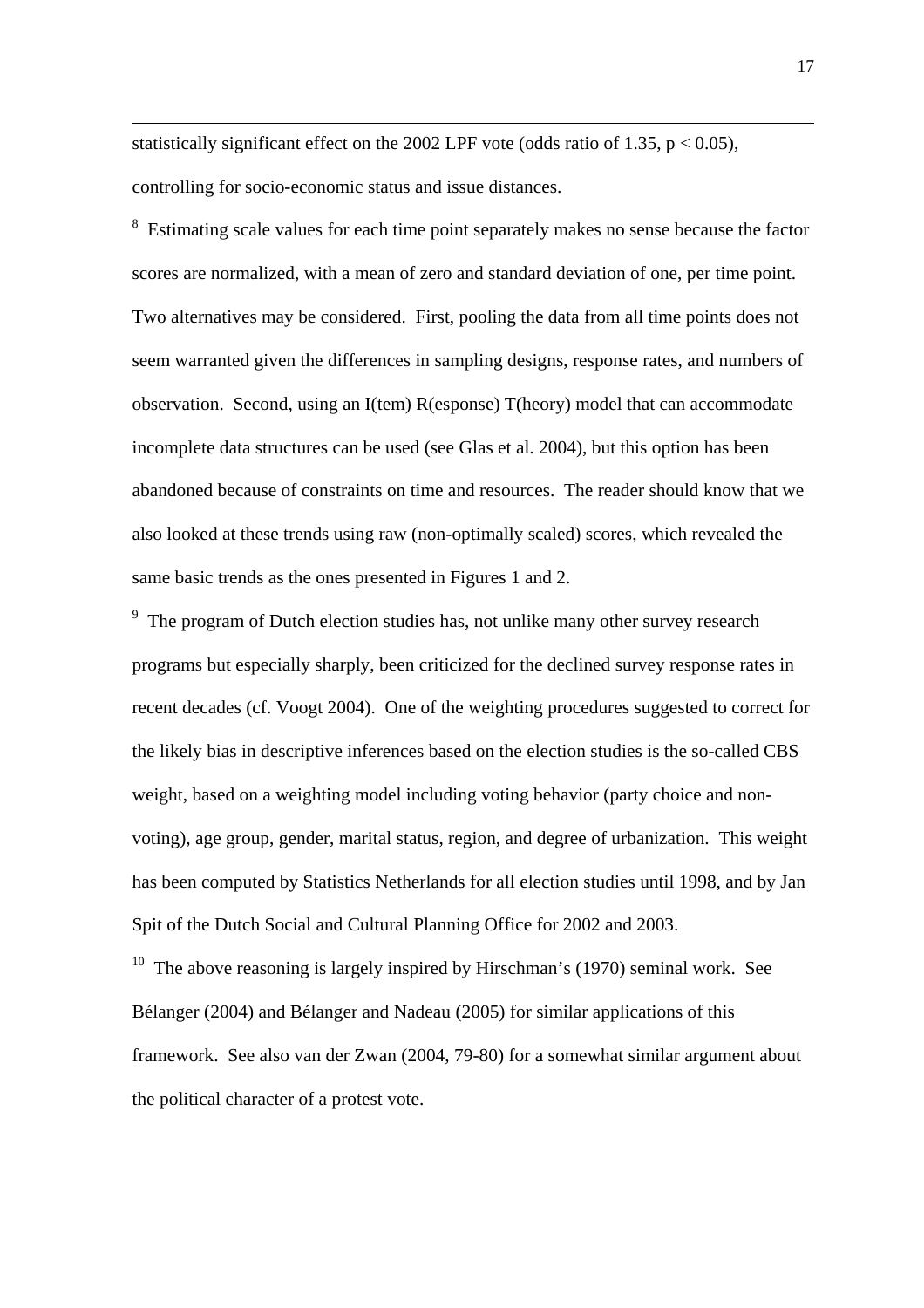statistically significant effect on the 2002 LPF vote (odds ratio of 1.35, $p < 0.05$), controlling for socio-economic status and issue distances.

[8] Estimating scale values for each time point separately makes no sense because the factor scores are normalized, with a mean of zero and standard deviation of one, per time point. Two alternatives may be considered. First, pooling the data from all time points does not seem warranted given the differences in sampling designs, response rates, and numbers of observation. Second, using an I(tem) R(esponse) T(heory) model that can accommodate incomplete data structures can be used (see Glas et al. 2004), but this option has been abandoned because of constraints on time and resources. The reader should know that we also looked at these trends using raw (non-optimally scaled) scores, which revealed the same basic trends as the ones presented in Figures 1 and 2.

[9] The program of Dutch election studies has, not unlike many other survey research programs but especially sharply, been criticized for the declined survey response rates in recent decades (cf. Voogt 2004). One of the weighting procedures suggested to correct for the likely bias in descriptive inferences based on the election studies is the so-called CBS weight, based on a weighting model including voting behavior (party choice and non-voting), age group, gender, marital status, region, and degree of urbanization. This weight has been computed by Statistics Netherlands for all election studies until 1998, and by Jan Spit of the Dutch Social and Cultural Planning Office for 2002 and 2003.

[10] The above reasoning is largely inspired by Hirschman's (1970) seminal work. See Bélanger (2004) and Bélanger and Nadeau (2005) for similar applications of this framework. See also van der Zwan (2004, 79-80) for a somewhat similar argument about the political character of a protest vote.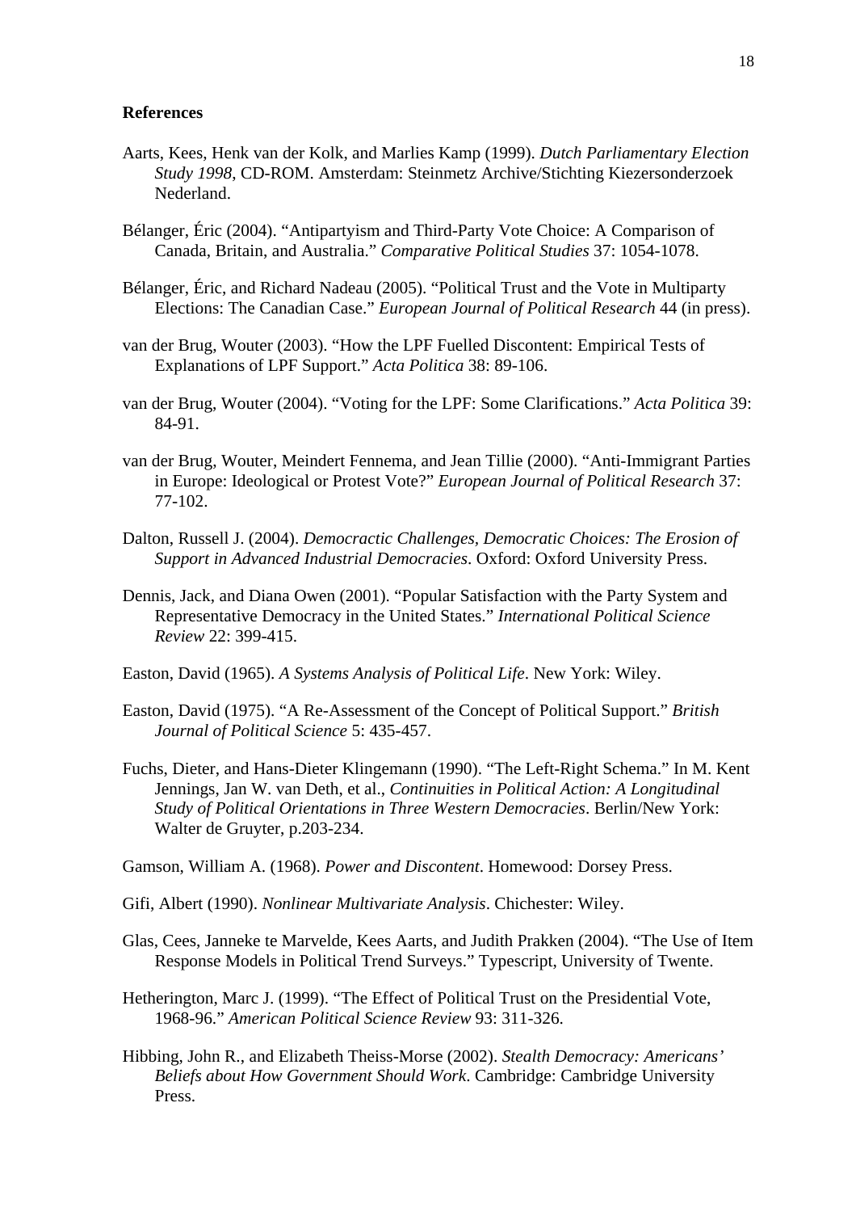**References**

Aarts, Kees, Henk van der Kolk, and Marlies Kamp (1999). *Dutch Parliamentary Election Study 1998*, CD-ROM. Amsterdam: Steinmetz Archive/Stichting Kiezersonderzoek Nederland.

Bélanger, Éric (2004). "Antipartyism and Third-Party Vote Choice: A Comparison of Canada, Britain, and Australia." *Comparative Political Studies* 37: 1054-1078.

Bélanger, Éric, and Richard Nadeau (2005). "Political Trust and the Vote in Multiparty Elections: The Canadian Case." *European Journal of Political Research* 44 (in press).

van der Brug, Wouter (2003). "How the LPF Fuelled Discontent: Empirical Tests of Explanations of LPF Support." *Acta Politica* 38: 89-106.

van der Brug, Wouter (2004). "Voting for the LPF: Some Clarifications." *Acta Politica* 39: 84-91.

van der Brug, Wouter, Meindert Fennema, and Jean Tillie (2000). "Anti-Immigrant Parties in Europe: Ideological or Protest Vote?" *European Journal of Political Research* 37: 77-102.

Dalton, Russell J. (2004). *Democractic Challenges, Democratic Choices: The Erosion of Support in Advanced Industrial Democracies*. Oxford: Oxford University Press.

Dennis, Jack, and Diana Owen (2001). "Popular Satisfaction with the Party System and Representative Democracy in the United States." *International Political Science Review* 22: 399-415.

Easton, David (1965). *A Systems Analysis of Political Life*. New York: Wiley.

Easton, David (1975). "A Re-Assessment of the Concept of Political Support." *British Journal of Political Science* 5: 435-457.

Fuchs, Dieter, and Hans-Dieter Klingemann (1990). "The Left-Right Schema." In M. Kent Jennings, Jan W. van Deth, et al., *Continuities in Political Action: A Longitudinal Study of Political Orientations in Three Western Democracies*. Berlin/New York: Walter de Gruyter, p.203-234.

Gamson, William A. (1968). *Power and Discontent*. Homewood: Dorsey Press.

Gifi, Albert (1990). *Nonlinear Multivariate Analysis*. Chichester: Wiley.

Glas, Cees, Janneke te Marvelde, Kees Aarts, and Judith Prakken (2004). "The Use of Item Response Models in Political Trend Surveys." Typescript, University of Twente.

Hetherington, Marc J. (1999). "The Effect of Political Trust on the Presidential Vote, 1968-96." *American Political Science Review* 93: 311-326.

Hibbing, John R., and Elizabeth Theiss-Morse (2002). *Stealth Democracy: Americans' Beliefs about How Government Should Work*. Cambridge: Cambridge University Press.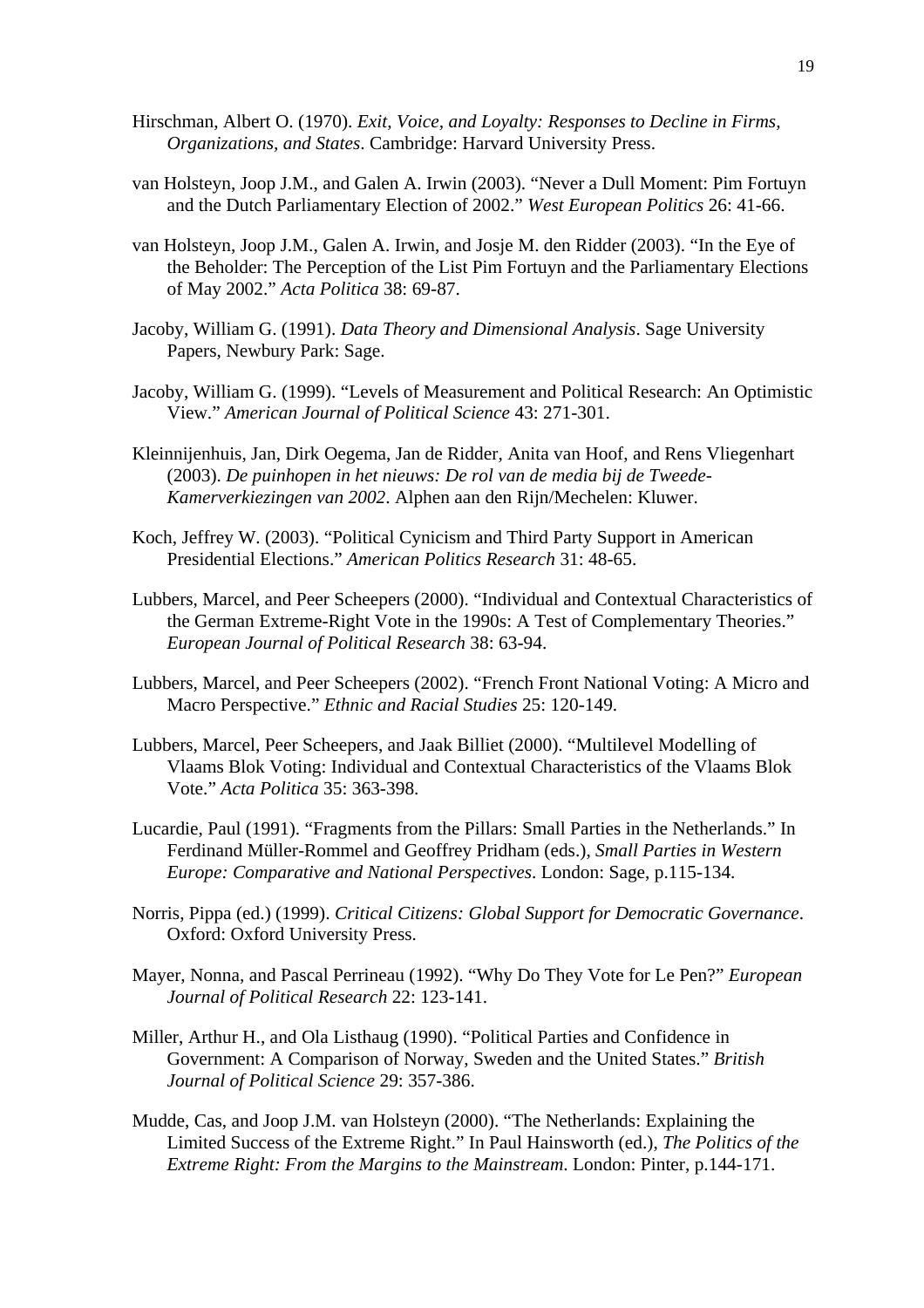Hirschman, Albert O. (1970). *Exit, Voice, and Loyalty: Responses to Decline in Firms, Organizations, and States*. Cambridge: Harvard University Press.

van Holsteyn, Joop J.M., and Galen A. Irwin (2003). "Never a Dull Moment: Pim Fortuyn and the Dutch Parliamentary Election of 2002." *West European Politics* 26: 41-66.

van Holsteyn, Joop J.M., Galen A. Irwin, and Josje M. den Ridder (2003). "In the Eye of the Beholder: The Perception of the List Pim Fortuyn and the Parliamentary Elections of May 2002." *Acta Politica* 38: 69-87.

Jacoby, William G. (1991). *Data Theory and Dimensional Analysis*. Sage University Papers, Newbury Park: Sage.

Jacoby, William G. (1999). "Levels of Measurement and Political Research: An Optimistic View." *American Journal of Political Science* 43: 271-301.

Kleinnijenhuis, Jan, Dirk Oegema, Jan de Ridder, Anita van Hoof, and Rens Vliegenhart (2003). *De puinhopen in het nieuws: De rol van de media bij de Tweede-Kamerverkiezingen van 2002*. Alphen aan den Rijn/Mechelen: Kluwer.

Koch, Jeffrey W. (2003). "Political Cynicism and Third Party Support in American Presidential Elections." *American Politics Research* 31: 48-65.

Lubbers, Marcel, and Peer Scheepers (2000). "Individual and Contextual Characteristics of the German Extreme-Right Vote in the 1990s: A Test of Complementary Theories." *European Journal of Political Research* 38: 63-94.

Lubbers, Marcel, and Peer Scheepers (2002). "French Front National Voting: A Micro and Macro Perspective." *Ethnic and Racial Studies* 25: 120-149.

Lubbers, Marcel, Peer Scheepers, and Jaak Billiet (2000). "Multilevel Modelling of Vlaams Blok Voting: Individual and Contextual Characteristics of the Vlaams Blok Vote." *Acta Politica* 35: 363-398.

Lucardie, Paul (1991). "Fragments from the Pillars: Small Parties in the Netherlands." In Ferdinand Müller-Rommel and Geoffrey Pridham (eds.), *Small Parties in Western Europe: Comparative and National Perspectives*. London: Sage, p.115-134.

Norris, Pippa (ed.) (1999). *Critical Citizens: Global Support for Democratic Governance*. Oxford: Oxford University Press.

Mayer, Nonna, and Pascal Perrineau (1992). "Why Do They Vote for Le Pen?" *European Journal of Political Research* 22: 123-141.

Miller, Arthur H., and Ola Listhaug (1990). "Political Parties and Confidence in Government: A Comparison of Norway, Sweden and the United States." *British Journal of Political Science* 29: 357-386.

Mudde, Cas, and Joop J.M. van Holsteyn (2000). "The Netherlands: Explaining the Limited Success of the Extreme Right." In Paul Hainsworth (ed.), *The Politics of the Extreme Right: From the Margins to the Mainstream*. London: Pinter, p.144-171.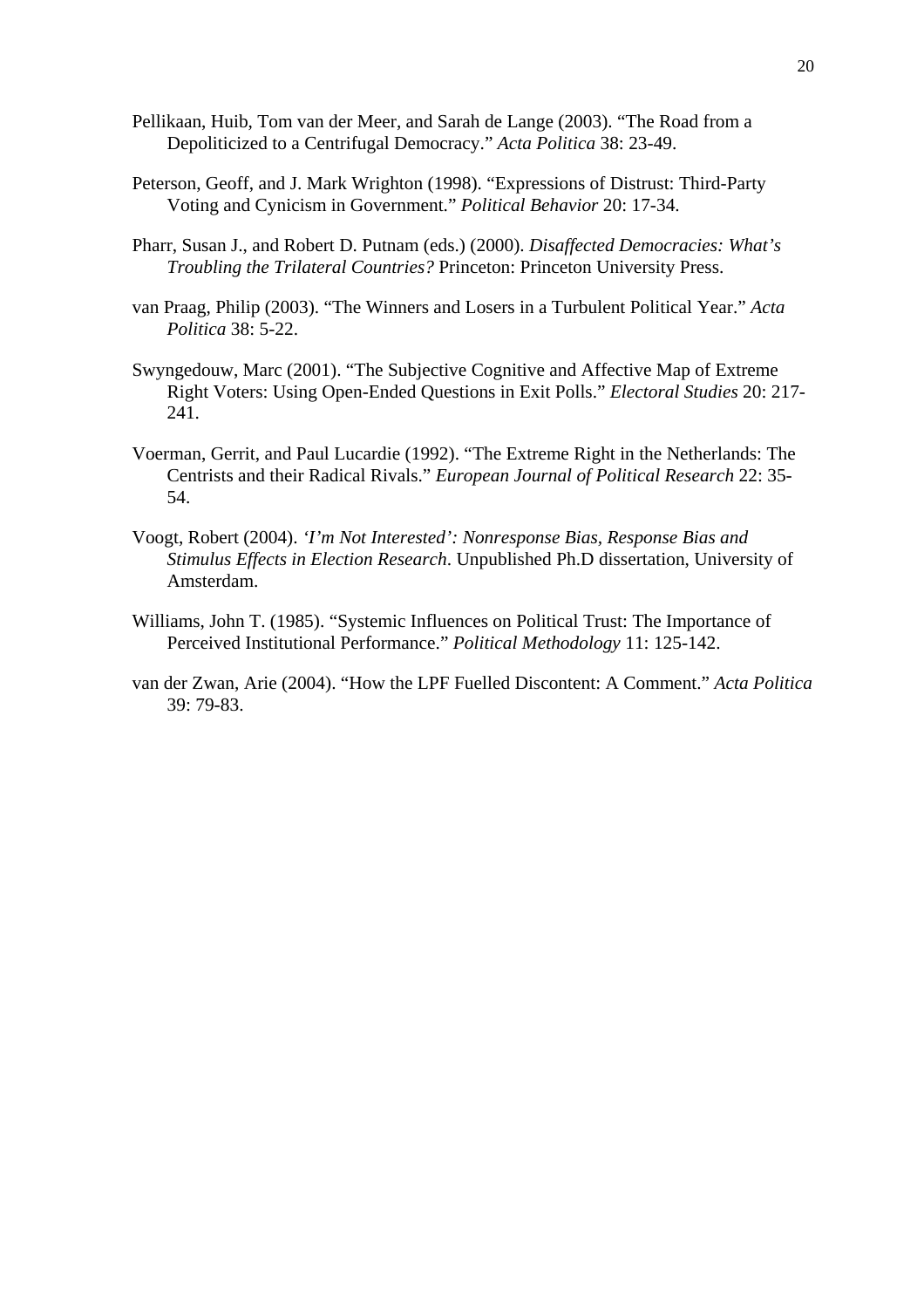Pellikaan, Huib, Tom van der Meer, and Sarah de Lange (2003). "The Road from a Depoliticized to a Centrifugal Democracy." *Acta Politica* 38: 23-49.

Peterson, Geoff, and J. Mark Wrighton (1998). "Expressions of Distrust: Third-Party Voting and Cynicism in Government." *Political Behavior* 20: 17-34.

Pharr, Susan J., and Robert D. Putnam (eds.) (2000). *Disaffected Democracies: What's Troubling the Trilateral Countries?* Princeton: Princeton University Press.

van Praag, Philip (2003). "The Winners and Losers in a Turbulent Political Year." *Acta Politica* 38: 5-22.

Swyngedouw, Marc (2001). "The Subjective Cognitive and Affective Map of Extreme Right Voters: Using Open-Ended Questions in Exit Polls." *Electoral Studies* 20: 217-241.

Voerman, Gerrit, and Paul Lucardie (1992). "The Extreme Right in the Netherlands: The Centrists and their Radical Rivals." *European Journal of Political Research* 22: 35-54.

Voogt, Robert (2004). *'I'm Not Interested': Nonresponse Bias, Response Bias and Stimulus Effects in Election Research*. Unpublished Ph.D dissertation, University of Amsterdam.

Williams, John T. (1985). "Systemic Influences on Political Trust: The Importance of Perceived Institutional Performance." *Political Methodology* 11: 125-142.

van der Zwan, Arie (2004). "How the LPF Fuelled Discontent: A Comment." *Acta Politica* 39: 79-83.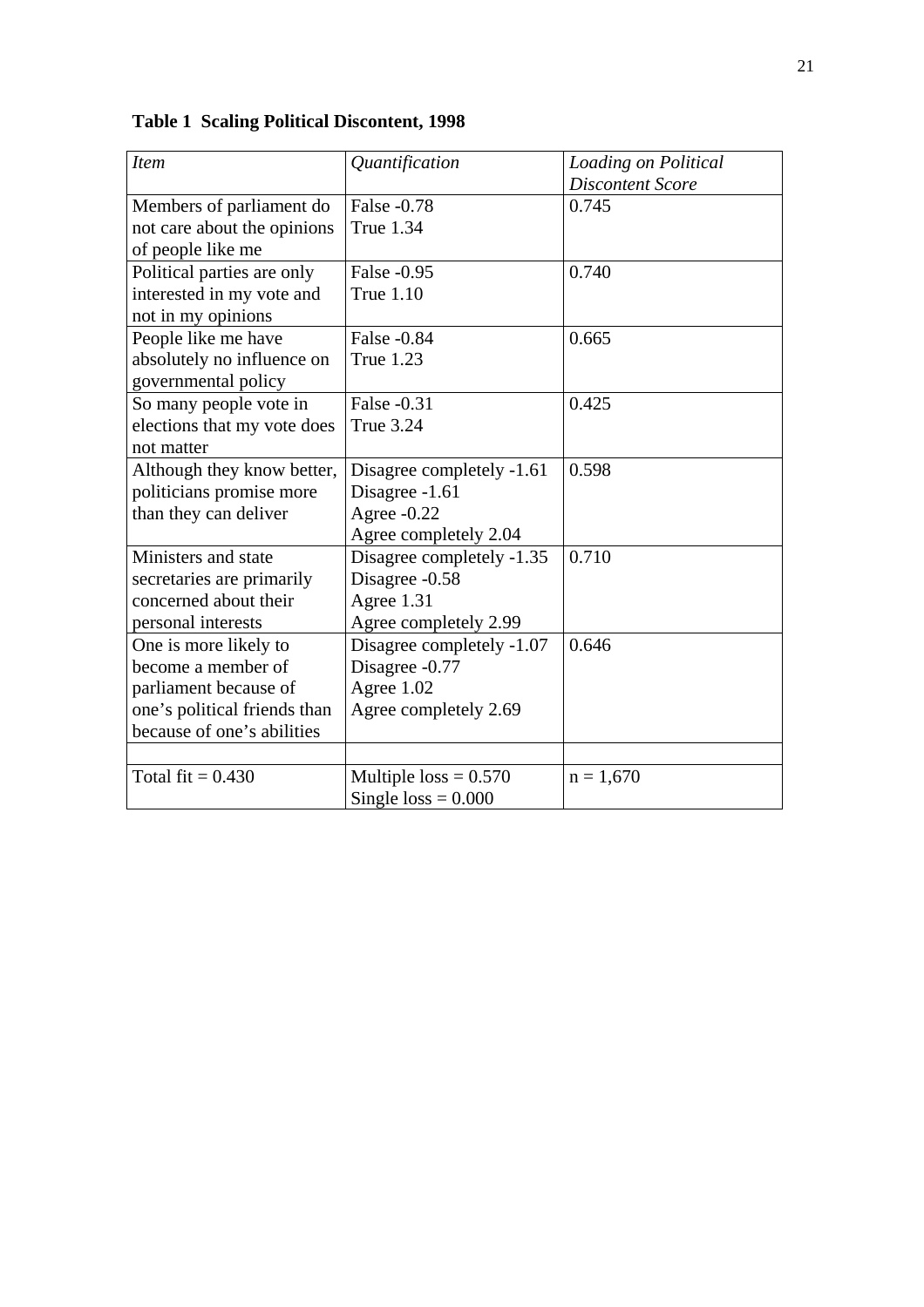**Table 1 Scaling Political Discontent, 1998**

| *Item* | *Quantification* | *Loading on Political Discontent Score* |
|---|---|---|
| Members of parliament do not care about the opinions of people like me | False -0.78<br>True 1.34 | 0.745 |
| Political parties are only interested in my vote and not in my opinions | False -0.95<br>True 1.10 | 0.740 |
| People like me have absolutely no influence on governmental policy | False -0.84<br>True 1.23 | 0.665 |
| So many people vote in elections that my vote does not matter | False -0.31<br>True 3.24 | 0.425 |
| Although they know better, politicians promise more than they can deliver | Disagree completely -1.61<br>Disagree -1.61<br>Agree -0.22<br>Agree completely 2.04 | 0.598 |
| Ministers and state secretaries are primarily concerned about their personal interests | Disagree completely -1.35<br>Disagree -0.58<br>Agree 1.31<br>Agree completely 2.99 | 0.710 |
| One is more likely to become a member of parliament because of one's political friends than because of one's abilities | Disagree completely -1.07<br>Disagree -0.77<br>Agree 1.02<br>Agree completely 2.69 | 0.646 |
| | | |
| Total fit = 0.430 | Multiple loss = 0.570<br>Single loss = 0.000 | n = 1,670 |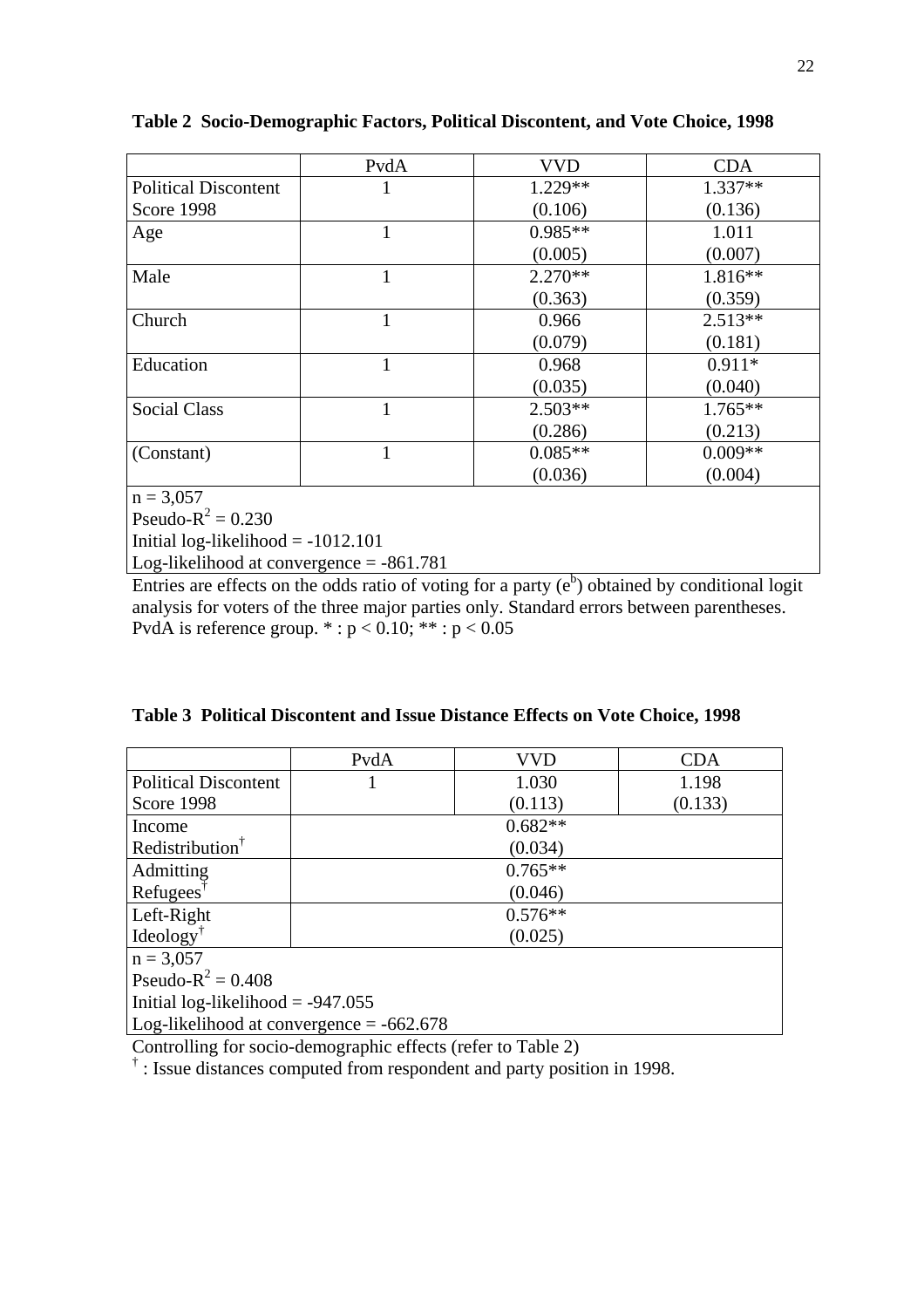**Table 2 Socio-Demographic Factors, Political Discontent, and Vote Choice, 1998**

| | PvdA | VVD | CDA |
|---|---|---|---|
| Political Discontent Score 1998 | 1 | 1.229** (0.106) | 1.337** (0.136) |
| Age | 1 | 0.985** (0.005) | 1.011 (0.007) |
| Male | 1 | 2.270** (0.363) | 1.816** (0.359) |
| Church | 1 | 0.966 (0.079) | 2.513** (0.181) |
| Education | 1 | 0.968 (0.035) | 0.911* (0.040) |
| Social Class | 1 | 2.503** (0.286) | 1.765** (0.213) |
| (Constant) | 1 | 0.085** (0.036) | 0.009** (0.004) |

n = 3,057
Pseudo-$R^2$ = 0.230
Initial log-likelihood = -1012.101
Log-likelihood at convergence = -861.781

Entries are effects on the odds ratio of voting for a party ($e^b$) obtained by conditional logit analysis for voters of the three major parties only. Standard errors between parentheses. PvdA is reference group. * : $p < 0.10$; ** : $p < 0.05$

**Table 3 Political Discontent and Issue Distance Effects on Vote Choice, 1998**

| | PvdA | VVD | CDA |
|---|---|---|---|
| Political Discontent Score 1998 | 1 | 1.030 (0.113) | 1.198 (0.133) |
| Income Redistribution† | 0.682** (0.034) | | |
| Admitting Refugees† | 0.765** (0.046) | | |
| Left-Right Ideology† | 0.576** (0.025) | | |

n = 3,057
Pseudo-$R^2$ = 0.408
Initial log-likelihood = -947.055
Log-likelihood at convergence = -662.678

Controlling for socio-demographic effects (refer to Table 2)
† : Issue distances computed from respondent and party position in 1998.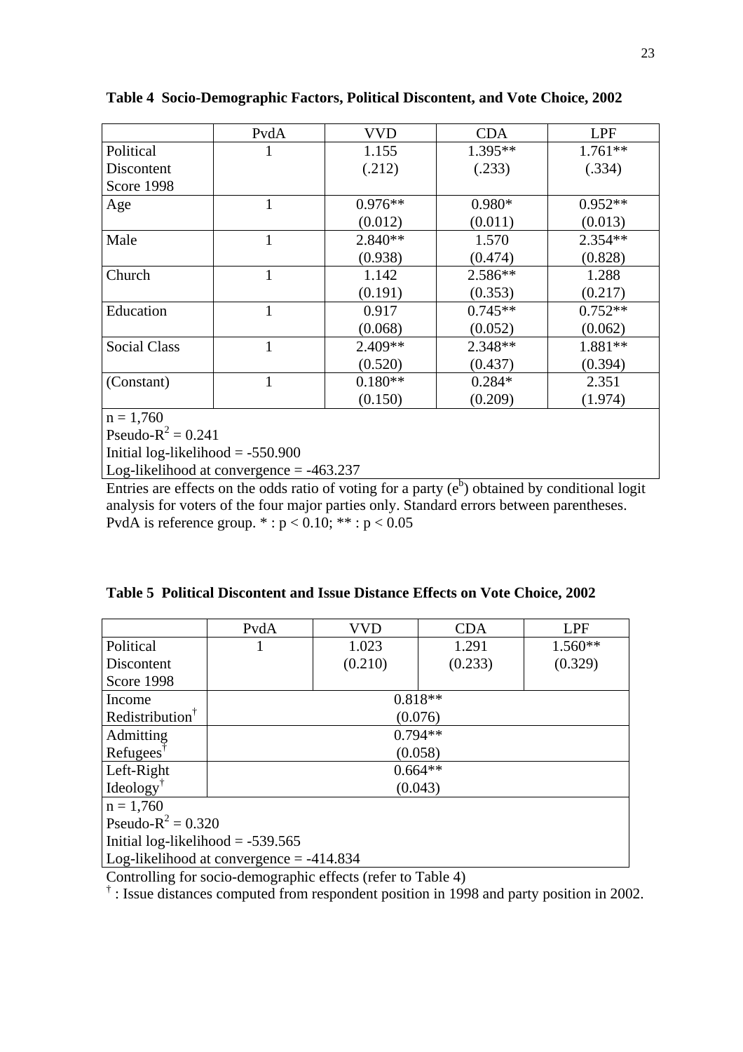**Table 4 Socio-Demographic Factors, Political Discontent, and Vote Choice, 2002**

| | PvdA | VVD | CDA | LPF |
|---|---|---|---|---|
| Political Discontent Score 1998 | 1 | 1.155<br>(.212) | 1.395**<br>(.233) | 1.761**<br>(.334) |
| Age | 1 | 0.976**<br>(0.012) | 0.980*<br>(0.011) | 0.952**<br>(0.013) |
| Male | 1 | 2.840**<br>(0.938) | 1.570<br>(0.474) | 2.354**<br>(0.828) |
| Church | 1 | 1.142<br>(0.191) | 2.586**<br>(0.353) | 1.288<br>(0.217) |
| Education | 1 | 0.917<br>(0.068) | 0.745**<br>(0.052) | 0.752**<br>(0.062) |
| Social Class | 1 | 2.409**<br>(0.520) | 2.348**<br>(0.437) | 1.881**<br>(0.394) |
| (Constant) | 1 | 0.180**<br>(0.150) | 0.284*<br>(0.209) | 2.351<br>(1.974) |
| n = 1,760<br>Pseudo-$R^2$ = 0.241<br>Initial log-likelihood = -550.900<br>Log-likelihood at convergence = -463.237 | | | | |

Entries are effects on the odds ratio of voting for a party ($e^b$) obtained by conditional logit analysis for voters of the four major parties only. Standard errors between parentheses. PvdA is reference group. * : $p < 0.10$; ** : $p < 0.05$

**Table 5 Political Discontent and Issue Distance Effects on Vote Choice, 2002**

| | PvdA | VVD | CDA | LPF |
|---|---|---|---|---|
| Political Discontent Score 1998 | 1 | 1.023<br>(0.210) | 1.291<br>(0.233) | 1.560**<br>(0.329) |
| Income Redistribution† | 0.818**<br>(0.076) | | | |
| Admitting Refugees† | 0.794**<br>(0.058) | | | |
| Left-Right Ideology† | 0.664**<br>(0.043) | | | |
| n = 1,760<br>Pseudo-$R^2$ = 0.320<br>Initial log-likelihood = -539.565<br>Log-likelihood at convergence = -414.834 | | | | |

Controlling for socio-demographic effects (refer to Table 4)

† : Issue distances computed from respondent position in 1998 and party position in 2002.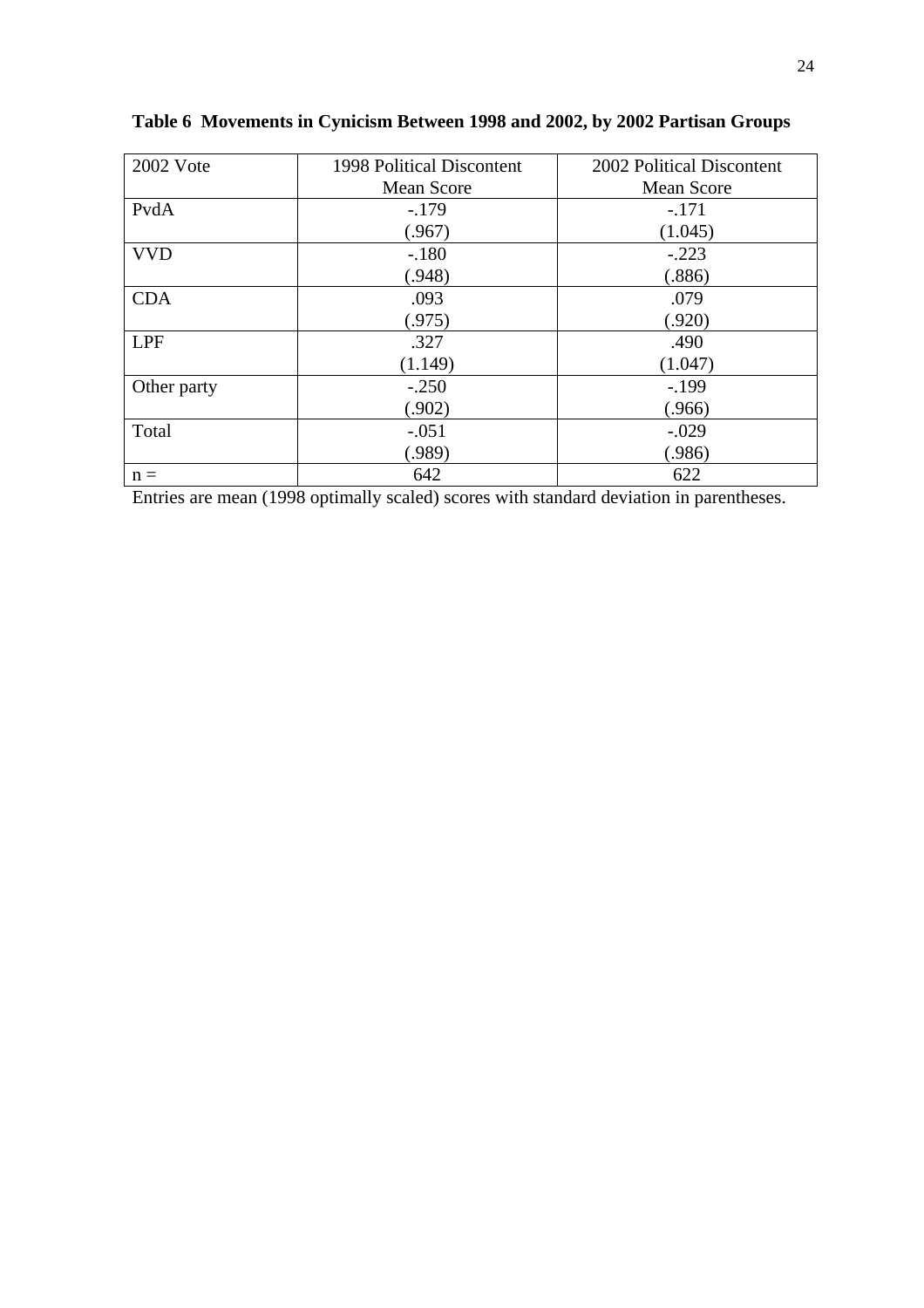**Table 6 Movements in Cynicism Between 1998 and 2002, by 2002 Partisan Groups**

| 2002 Vote | 1998 Political Discontent Mean Score | 2002 Political Discontent Mean Score |
|---|---|---|
| PvdA | -.179<br>(.967) | -.171<br>(1.045) |
| VVD | -.180<br>(.948) | -.223<br>(.886) |
| CDA | .093<br>(.975) | .079<br>(.920) |
| LPF | .327<br>(1.149) | .490<br>(1.047) |
| Other party | -.250<br>(.902) | -.199<br>(.966) |
| Total | -.051<br>(.989) | -.029<br>(.986) |
| n = | 642 | 622 |

Entries are mean (1998 optimally scaled) scores with standard deviation in parentheses.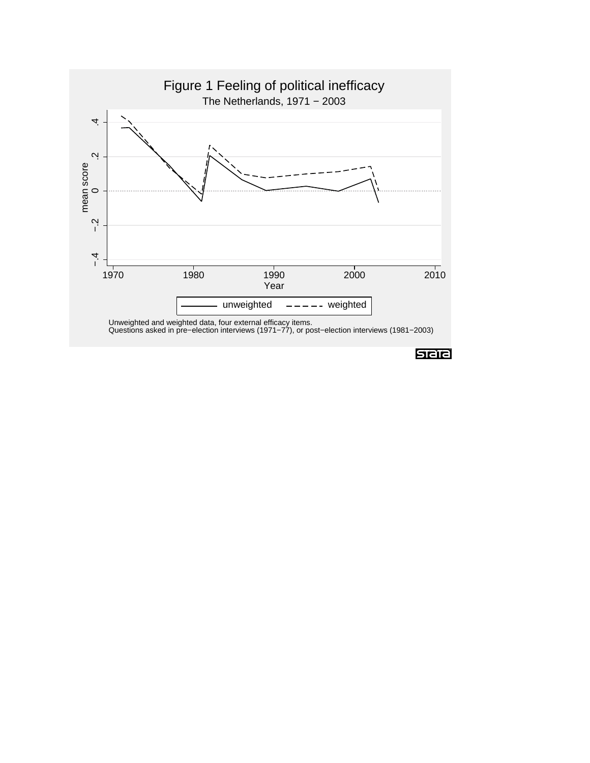# Figure 1 Feeling of political inefficacy

The Netherlands, 1971 − 2003

Unweighted and weighted data, four external efficacy items.
Questions asked in pre−election interviews (1971−77), or post−election interviews (1981−2003)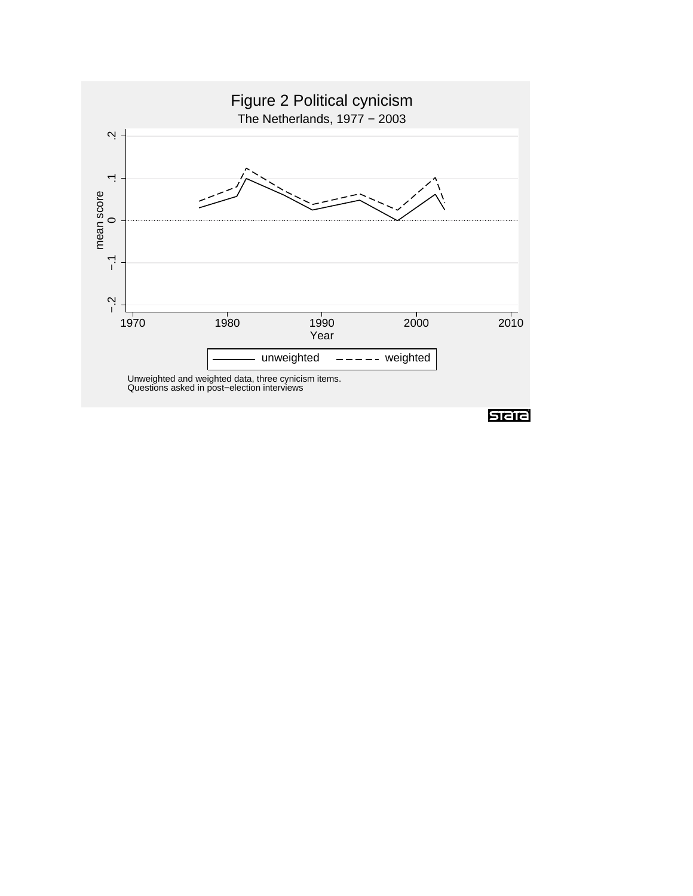Figure 2 Political cynicism

The Netherlands, 1977 − 2003

.2

.1

0

−.1

−.2

mean score

1970

1980

1990

2000

2010

Year

unweighted

weighted

Unweighted and weighted data, three cynicism items.
Questions asked in post−election interviews

Stata